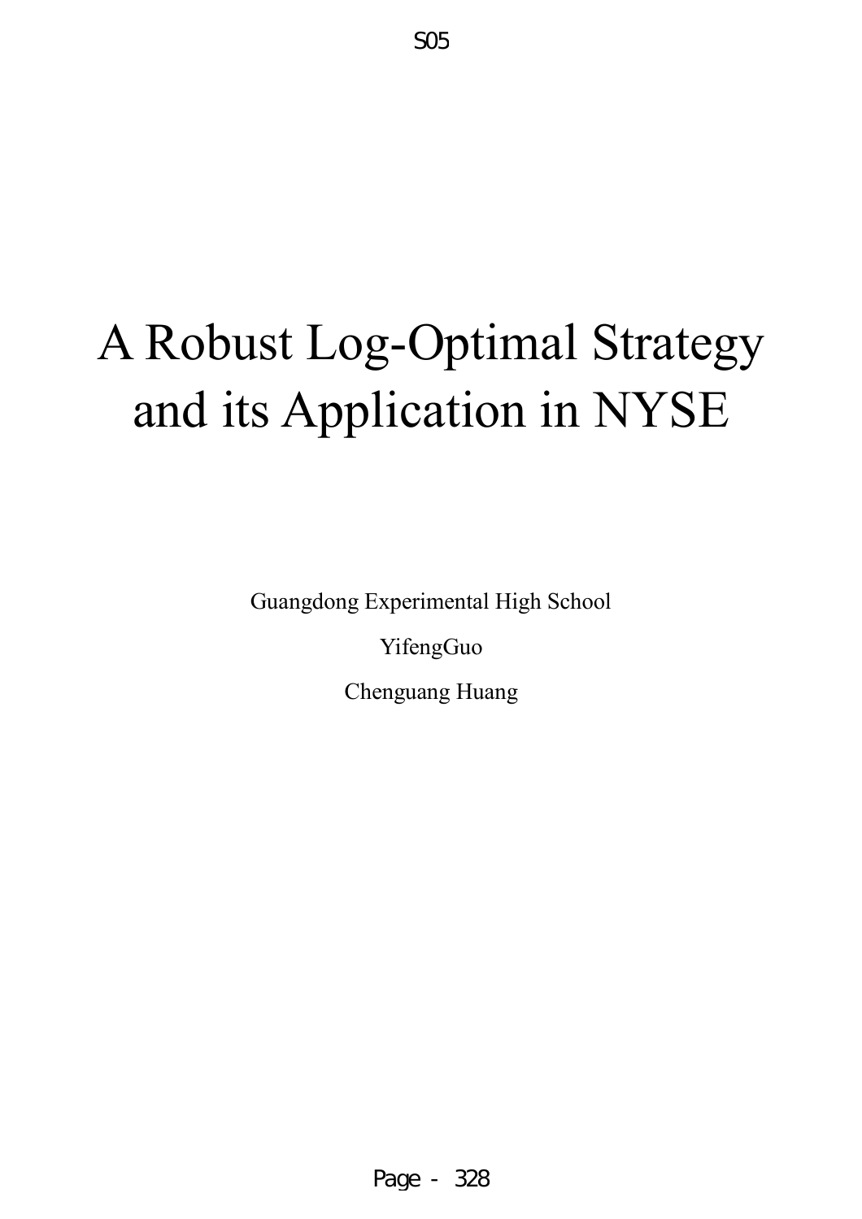S05

# A Robust Log-Optimal Strategy and its Application in NYSE

Guangdong Experimental High School

YifengGuo

Chenguang Huang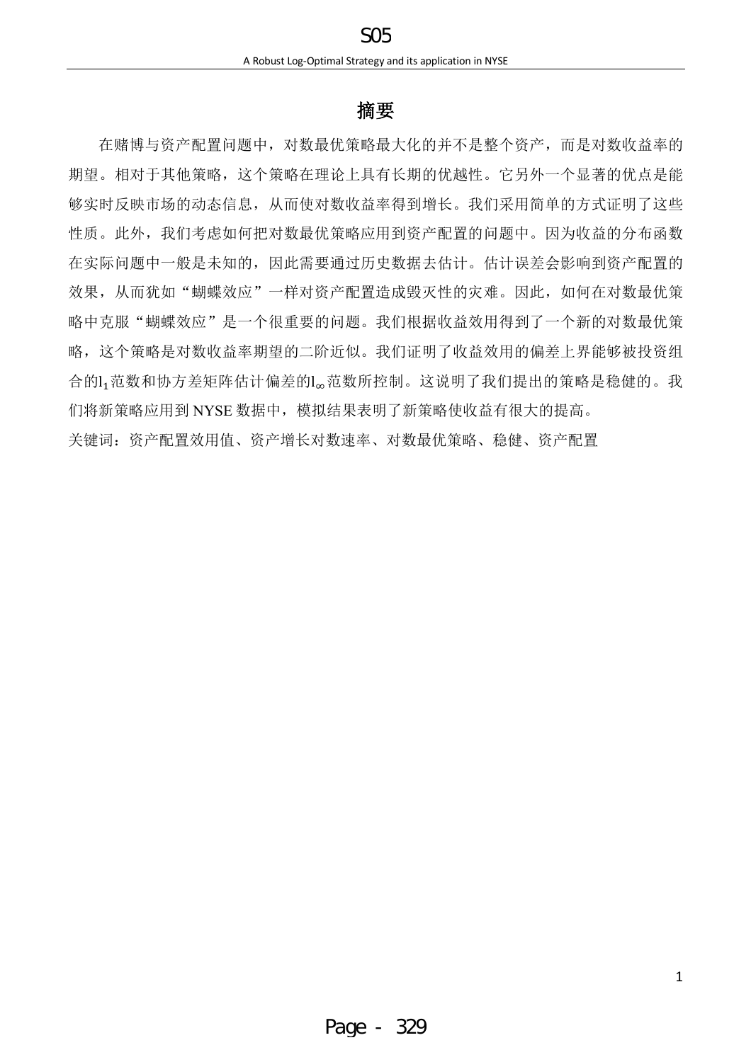# 摘要

在赌博与资产配置问题中，对数最优策略最大化的并不是整个资产，而是对数收益率的期望。相对于其他策略，这个策略在理论上具有长期的优越性。它另外一个显著的优点是能够实时反映市场的动态信息，从而使对数收益率得到增长。我们采用简单的方式证明了这些性质。此外，我们考虑如何把对数最优策略应用到资产配置的问题中。因为收益的分布函数在实际问题中一般是未知的，因此需要通过历史数据去估计。估计误差会影响到资产配置的效果，从而犹如“蝴蝶效应”一样对资产配置造成毁灭性的灾难。因此，如何在对数最优策略中克服“蝴蝶效应”是一个很重要的问题。我们根据收益效用得到了一个新的对数最优策略，这个策略是对数收益率期望的二阶近似。我们证明了收益效用的偏差上界能够被投资组合的$l_1$范数和协方差矩阵估计偏差的$l_\infty$范数所控制。这说明了我们提出的策略是稳健的。我们将新策略应用到 NYSE 数据中，模拟结果表明了新策略使收益有很大的提高。

关键词：资产配置效用值、资产增长对数速率、对数最优策略、稳健、资产配置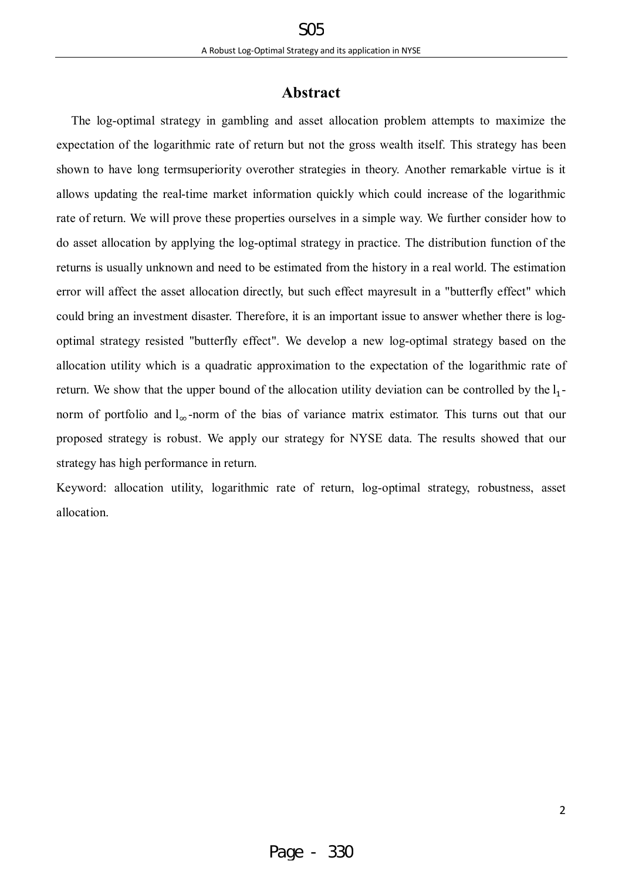## Abstract

The log-optimal strategy in gambling and asset allocation problem attempts to maximize the expectation of the logarithmic rate of return but not the gross wealth itself. This strategy has been shown to have long termsuperiority overother strategies in theory. Another remarkable virtue is it allows updating the real-time market information quickly which could increase of the logarithmic rate of return. We will prove these properties ourselves in a simple way. We further consider how to do asset allocation by applying the log-optimal strategy in practice. The distribution function of the returns is usually unknown and need to be estimated from the history in a real world. The estimation error will affect the asset allocation directly, but such effect mayresult in a "butterfly effect" which could bring an investment disaster. Therefore, it is an important issue to answer whether there is log-optimal strategy resisted "butterfly effect". We develop a new log-optimal strategy based on the allocation utility which is a quadratic approximation to the expectation of the logarithmic rate of return. We show that the upper bound of the allocation utility deviation can be controlled by the $l_1$-norm of portfolio and $l_\infty$-norm of the bias of variance matrix estimator. This turns out that our proposed strategy is robust. We apply our strategy for NYSE data. The results showed that our strategy has high performance in return.

Keyword: allocation utility, logarithmic rate of return, log-optimal strategy, robustness, asset allocation.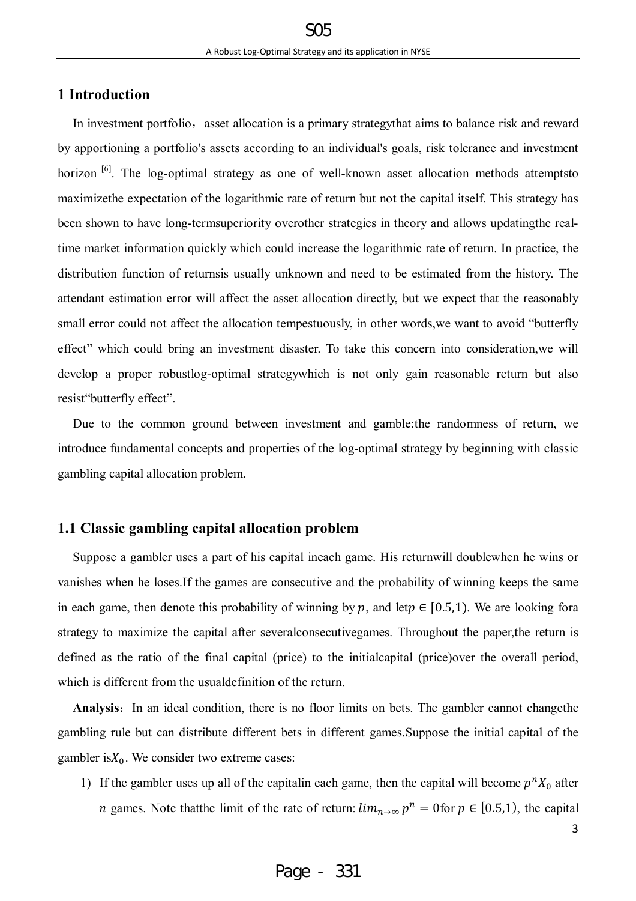## 1 Introduction

In investment portfolio，asset allocation is a primary strategythat aims to balance risk and reward by apportioning a portfolio's assets according to an individual's goals, risk tolerance and investment horizon [6]. The log-optimal strategy as one of well-known asset allocation methods attemptsto maximizethe expectation of the logarithmic rate of return but not the capital itself. This strategy has been shown to have long-termsuperiority overother strategies in theory and allows updatingthe real-time market information quickly which could increase the logarithmic rate of return. In practice, the distribution function of returnsis usually unknown and need to be estimated from the history. The attendant estimation error will affect the asset allocation directly, but we expect that the reasonably small error could not affect the allocation tempestuously, in other words,we want to avoid "butterfly effect" which could bring an investment disaster. To take this concern into consideration,we will develop a proper robustlog-optimal strategywhich is not only gain reasonable return but also resist"butterfly effect".

Due to the common ground between investment and gamble:the randomness of return, we introduce fundamental concepts and properties of the log-optimal strategy by beginning with classic gambling capital allocation problem.

### 1.1 Classic gambling capital allocation problem

Suppose a gambler uses a part of his capital ineach game. His returnwill doublewhen he wins or vanishes when he loses.If the games are consecutive and the probability of winning keeps the same in each game, then denote this probability of winning by $p$, and let$p \in [0.5,1)$. We are looking fora strategy to maximize the capital after severalconsecutivegames. Throughout the paper,the return is defined as the ratio of the final capital (price) to the initialcapital (price)over the overall period, which is different from the usualdefinition of the return.

**Analysis**：In an ideal condition, there is no floor limits on bets. The gambler cannot changethe gambling rule but can distribute different bets in different games.Suppose the initial capital of the gambler is$X_0$. We consider two extreme cases:

1) If the gambler uses up all of the capitalin each game, then the capital will become $p^n X_0$ after $n$ games. Note thatthe limit of the rate of return: $lim_{n\to\infty} p^n = 0$for $p \in [0.5,1)$, the capital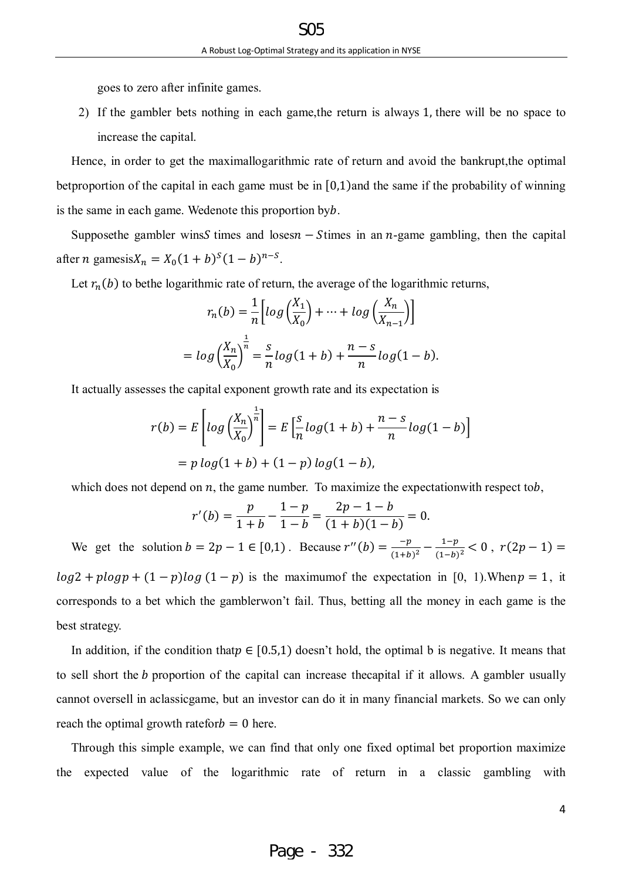goes to zero after infinite games.

2) If the gambler bets nothing in each game,the return is always 1, there will be no space to increase the capital.

Hence, in order to get the maximallogarithmic rate of return and avoid the bankrupt,the optimal betproportion of the capital in each game must be in $[0,1)$and the same if the probability of winning is the same in each game. Wedenote this proportion by$b$.

Supposethe gambler wins$S$ times and loses$n-S$times in an $n$-game gambling, then the capital after $n$ gamesis$X_n = X_0(1+b)^S(1-b)^{n-S}$.

Let $r_n(b)$ to bethe logarithmic rate of return, the average of the logarithmic returns,

$$r_n(b) = \frac{1}{n}\left[log\left(\frac{X_1}{X_0}\right) + \cdots + log\left(\frac{X_n}{X_{n-1}}\right)\right]$$

$$= log\left(\frac{X_n}{X_0}\right)^{\frac{1}{n}} = \frac{s}{n}log(1+b) + \frac{n-s}{n}log(1-b).$$

It actually assesses the capital exponent growth rate and its expectation is

$$r(b) = E\left[log\left(\frac{X_n}{X_0}\right)^{\frac{1}{n}}\right] = E\left[\frac{s}{n}log(1+b) + \frac{n-s}{n}log(1-b)\right]$$

$$= p\,log(1+b) + (1-p)\,log(1-b),$$

which does not depend on $n$, the game number. To maximize the expectationwith respect to$b$,

$$r'(b) = \frac{p}{1+b} - \frac{1-p}{1-b} = \frac{2p-1-b}{(1+b)(1-b)} = 0.$$

We get the solution $b = 2p-1 \in [0,1)$. Because $r''(b) = \frac{-p}{(1+b)^2} - \frac{1-p}{(1-b)^2} < 0$, $r(2p-1) = log2 + plogp + (1-p)log\,(1-p)$ is the maximumof the expectation in [0, 1).When$p = 1$, it corresponds to a bet which the gamblerwon't fail. Thus, betting all the money in each game is the best strategy.

In addition, if the condition that$p \in [0.5,1)$ doesn't hold, the optimal b is negative. It means that to sell short the $b$ proportion of the capital can increase thecapital if it allows. A gambler usually cannot oversell in aclassicgame, but an investor can do it in many financial markets. So we can only reach the optimal growth ratefor$b = 0$ here.

Through this simple example, we can find that only one fixed optimal bet proportion maximize the expected value of the logarithmic rate of return in a classic gambling with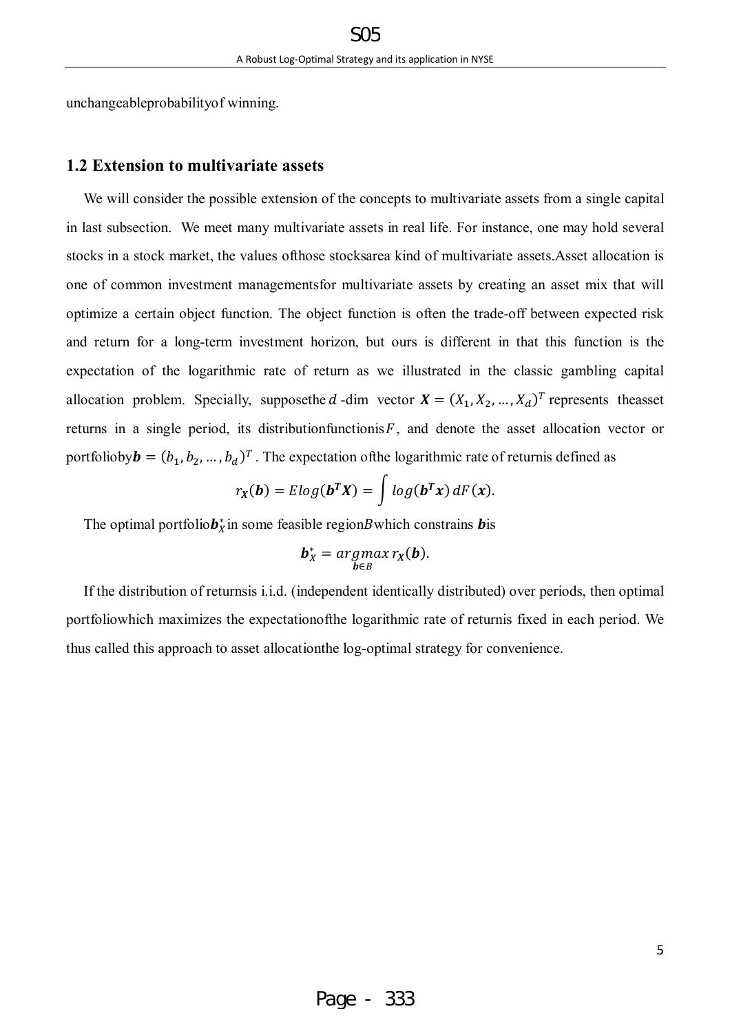unchangeableprobabilityof winning.

## 1.2 Extension to multivariate assets

We will consider the possible extension of the concepts to multivariate assets from a single capital in last subsection. We meet many multivariate assets in real life. For instance, one may hold several stocks in a stock market, the values ofthose stocksarea kind of multivariate assets.Asset allocation is one of common investment managementsfor multivariate assets by creating an asset mix that will optimize a certain object function. The object function is often the trade-off between expected risk and return for a long-term investment horizon, but ours is different in that this function is the expectation of the logarithmic rate of return as we illustrated in the classic gambling capital allocation problem. Specially, supposethe $d$-dim vector $\boldsymbol{X} = (X_1, X_2, \dots, X_d)^T$ represents theasset returns in a single period, its distributionfunctionis $F$, and denote the asset allocation vector or portfolioby $\boldsymbol{b} = (b_1, b_2, \dots, b_d)^T$. The expectation ofthe logarithmic rate of returnis defined as

$$r_{\boldsymbol{X}}(\boldsymbol{b}) = Elog(\boldsymbol{b}^{\boldsymbol{T}}\boldsymbol{X}) = \int log(\boldsymbol{b}^{\boldsymbol{T}}\boldsymbol{x})\, dF(\boldsymbol{x}).$$

The optimal portfolio $\boldsymbol{b}_X^*$ in some feasible region $B$ which constrains $\boldsymbol{b}$ is

$$\boldsymbol{b}_X^* = \underset{\boldsymbol{b} \in B}{argmax}\, r_{\boldsymbol{X}}(\boldsymbol{b}).$$

If the distribution of returnsis i.i.d. (independent identically distributed) over periods, then optimal portfoliowhich maximizes the expectationofthe logarithmic rate of returnis fixed in each period. We thus called this approach to asset allocationthe log-optimal strategy for convenience.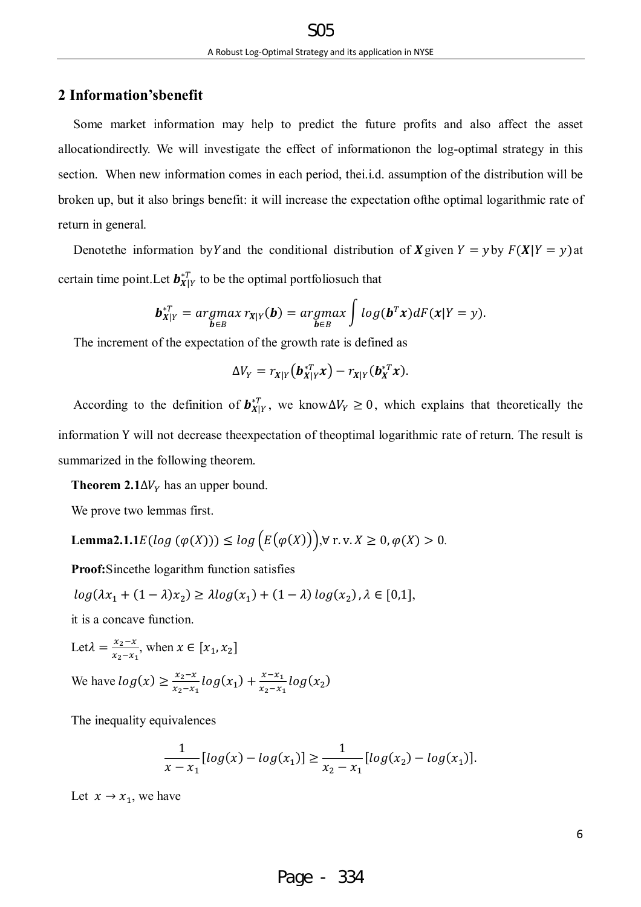## 2 Information'sbenefit

Some market information may help to predict the future profits and also affect the asset allocationdirectly. We will investigate the effect of informationon the log-optimal strategy in this section. When new information comes in each period, thei.i.d. assumption of the distribution will be broken up, but it also brings benefit: it will increase the expectation ofthe optimal logarithmic rate of return in general.

Denotethe information by$Y$and the conditional distribution of $\boldsymbol{X}$given $Y = y$by $F(\boldsymbol{X}|Y = y)$at certain time point.Let $\boldsymbol{b}_{\boldsymbol{X}|Y}^{*T}$ to be the optimal portfoliosuch that

$$\boldsymbol{b}_{\boldsymbol{X}|Y}^{*T} = \underset{\boldsymbol{b} \in B}{argmax}\, r_{\boldsymbol{X}|Y}(\boldsymbol{b}) = \underset{\boldsymbol{b} \in B}{argmax} \int log(\boldsymbol{b}^T\boldsymbol{x})dF(\boldsymbol{x}|Y = y).$$

The increment of the expectation of the growth rate is defined as

$$\Delta V_Y = r_{\boldsymbol{X}|Y}\left(\boldsymbol{b}_{\boldsymbol{X}|Y}^{*T}\boldsymbol{x}\right) - r_{\boldsymbol{X}|Y}(\boldsymbol{b}_{\boldsymbol{X}}^{*T}\boldsymbol{x}).$$

According to the definition of $\boldsymbol{b}_{\boldsymbol{X}|Y}^{*T}$, we know$\Delta V_Y \geq 0$, which explains that theoretically the information Y will not decrease theexpectation of theoptimal logarithmic rate of return. The result is summarized in the following theorem.

**Theorem 2.1**$\Delta V_Y$ has an upper bound.

We prove two lemmas first.

**Lemma2.1.1**$E(log\,(\varphi(X))) \leq log\left(E\left(\varphi(X)\right)\right)$,$\forall$ r.v. $X \geq 0, \varphi(X) > 0$.

**Proof:**Sincethe logarithm function satisfies

$log(\lambda x_1 + (1-\lambda)x_2) \geq \lambda log(x_1) + (1-\lambda)\, log(x_2)\,, \lambda \in [0,1]$,

it is a concave function.

Let$\lambda = \frac{x_2 - x}{x_2 - x_1}$, when $x \in [x_1, x_2]$

We have $log(x) \geq \frac{x_2 - x}{x_2 - x_1} log(x_1) + \frac{x - x_1}{x_2 - x_1} log(x_2)$

The inequality equivalences

$$\frac{1}{x - x_1}[log(x) - log(x_1)] \geq \frac{1}{x_2 - x_1}[log(x_2) - log(x_1)].$$

Let $x \to x_1$, we have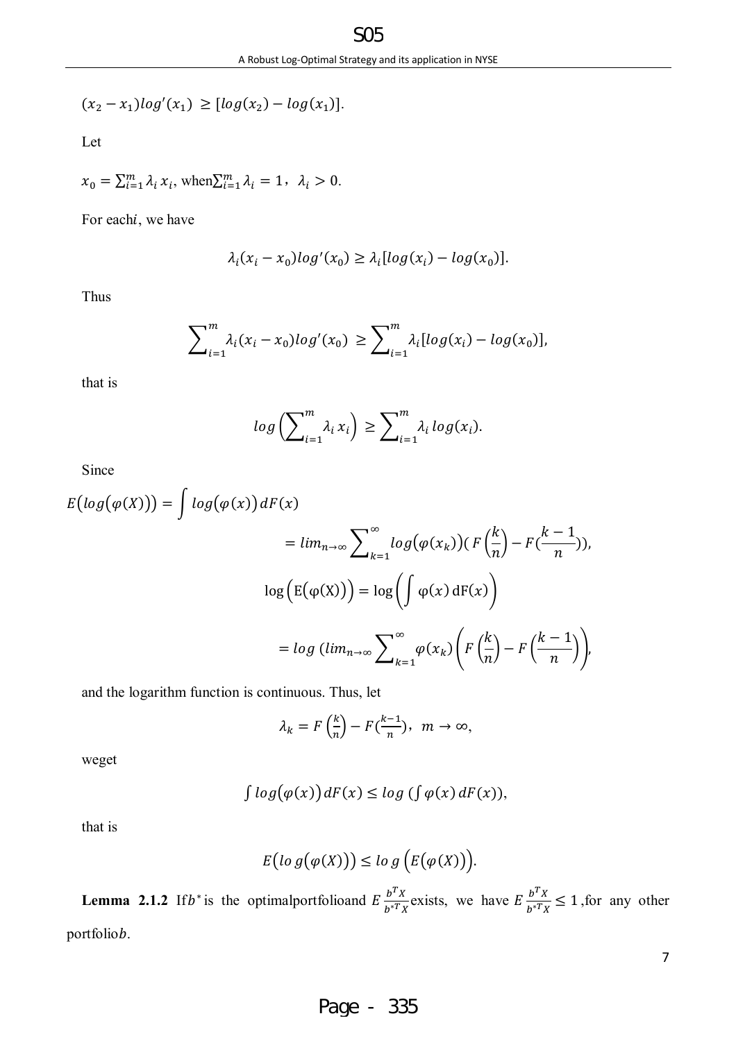$(x_2 - x_1)log'(x_1) \geq [log(x_2) - log(x_1)]$.

Let

$x_0 = \sum_{i=1}^{m} \lambda_i x_i$, when$\sum_{i=1}^{m} \lambda_i = 1$，$\lambda_i > 0$.

For each$i$, we have

$$\lambda_i (x_i - x_0) log'(x_0) \geq \lambda_i [log(x_i) - log(x_0)].$$

Thus

$$\sum_{i=1}^{m} \lambda_i (x_i - x_0) log'(x_0) \geq \sum_{i=1}^{m} \lambda_i [log(x_i) - log(x_0)],$$

that is

$$log\left(\sum_{i=1}^{m} \lambda_i x_i\right) \geq \sum_{i=1}^{m} \lambda_i log(x_i).$$

Since

$$E\big(log(\varphi(X))\big) = \int log(\varphi(x)) dF(x)$$

$$= lim_{n\to\infty} \sum_{k=1}^{\infty} log(\varphi(x_k))(F\left(\frac{k}{n}\right) - F(\frac{k-1}{n})),$$

$$\log\Big(\mathrm{E}(\varphi(\mathrm{X}))\Big) = \log\left(\int \varphi(x)\, \mathrm{dF}(x)\right)$$

$$= log\ (lim_{n\to\infty} \sum_{k=1}^{\infty} \varphi(x_k)\left(F\left(\frac{k}{n}\right) - F\left(\frac{k-1}{n}\right)\right),$$

and the logarithm function is continuous. Thus, let

$$\lambda_k = F\left(\frac{k}{n}\right) - F(\frac{k-1}{n}),\ \ m \to \infty,$$

weget

$$\int log(\varphi(x)) dF(x) \leq log\ (\int \varphi(x)\, dF(x)),$$

that is

$$E\big(log(\varphi(X))\big) \leq log\ \big(E(\varphi(X))\big).$$

**Lemma 2.1.2** If$b^*$is the optimalportfolioand $E\frac{b^T X}{b^{*T} X}$exists, we have $E\frac{b^T X}{b^{*T} X} \leq 1$ ,for any other portfolio$b$.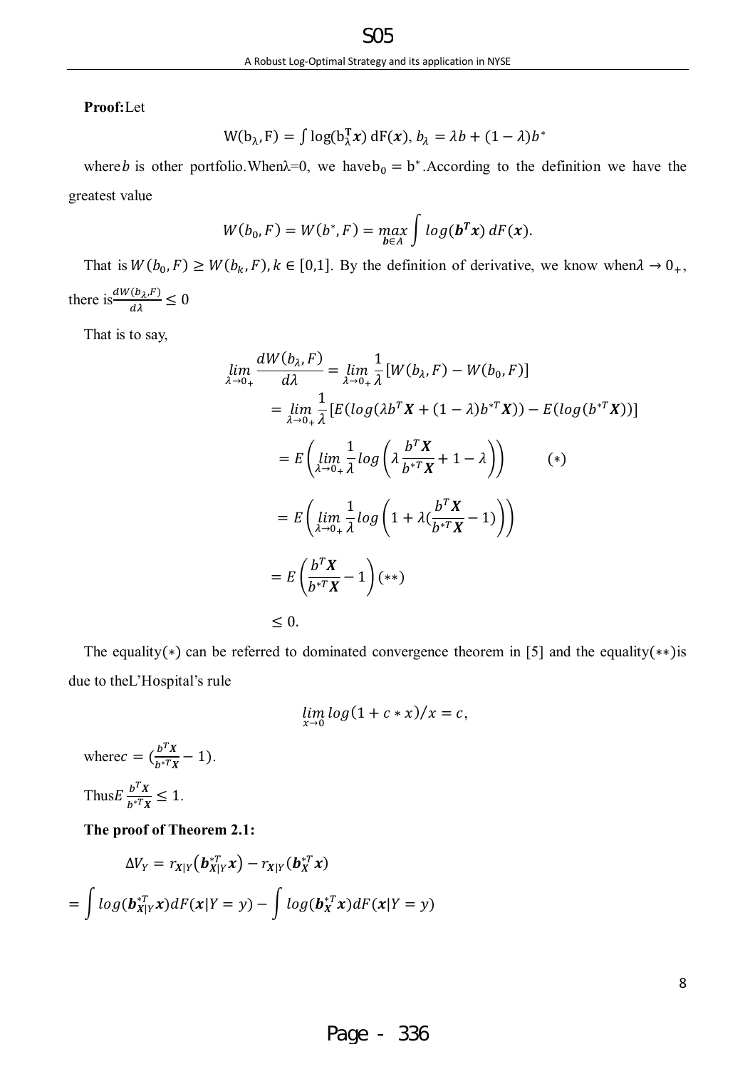**Proof:** Let

$$W(b_\lambda, F) = \int \log(b_\lambda^T \boldsymbol{x})\, dF(\boldsymbol{x}),\ b_\lambda = \lambda b + (1-\lambda) b^*$$

where $b$ is other portfolio. When $\lambda=0$, we have $b_0 = b^*$. According to the definition we have the greatest value

$$W(b_0, F) = W(b^*, F) = \max_{\boldsymbol{b}\in A} \int log(\boldsymbol{b}^T\boldsymbol{x})\, dF(\boldsymbol{x}).$$

That is $W(b_0, F) \geq W(b_k, F), k \in [0,1]$. By the definition of derivative, we know when $\lambda \to 0_+$, there is $\frac{dW(b_\lambda,F)}{d\lambda} \leq 0$

That is to say,

$$\begin{aligned}
\lim_{\lambda\to 0_+} \frac{dW(b_\lambda, F)}{d\lambda} &= \lim_{\lambda\to 0_+} \frac{1}{\lambda}[W(b_\lambda, F) - W(b_0, F)] \\
&= \lim_{\lambda\to 0_+} \frac{1}{\lambda}[E(log(\lambda b^T\boldsymbol{X} + (1-\lambda) b^{*T}\boldsymbol{X})) - E(log(b^{*T}\boldsymbol{X}))] \\
&= E\left(\lim_{\lambda\to 0_+} \frac{1}{\lambda} log\left(\lambda \frac{b^T\boldsymbol{X}}{b^{*T}\boldsymbol{X}} + 1 - \lambda\right)\right) \qquad (*) \\
&= E\left(\lim_{\lambda\to 0_+} \frac{1}{\lambda} log\left(1 + \lambda(\frac{b^T\boldsymbol{X}}{b^{*T}\boldsymbol{X}} - 1)\right)\right) \\
&= E\left(\frac{b^T\boldsymbol{X}}{b^{*T}\boldsymbol{X}} - 1\right) (**) \\
&\leq 0.
\end{aligned}$$

The equality$(*)$ can be referred to dominated convergence theorem in [5] and the equality$(**)$is due to the L'Hospital's rule

$$\lim_{x\to 0} log(1 + c * x)/x = c,$$

where $c = (\frac{b^T\boldsymbol{X}}{b^{*T}\boldsymbol{X}} - 1)$.

Thus $E\frac{b^T\boldsymbol{X}}{b^{*T}\boldsymbol{X}} \leq 1$.

**The proof of Theorem 2.1:**

$$\Delta V_Y = r_{\boldsymbol{X}|Y}(\boldsymbol{b}_{\boldsymbol{X}|Y}^{*T}\boldsymbol{x}) - r_{\boldsymbol{X}|Y}(\boldsymbol{b}_{\boldsymbol{X}}^{*T}\boldsymbol{x})$$

$$= \int log(\boldsymbol{b}_{\boldsymbol{X}|Y}^{*T}\boldsymbol{x}) dF(\boldsymbol{x}|Y=y) - \int log(\boldsymbol{b}_{\boldsymbol{X}}^{*T}\boldsymbol{x}) dF(\boldsymbol{x}|Y=y)$$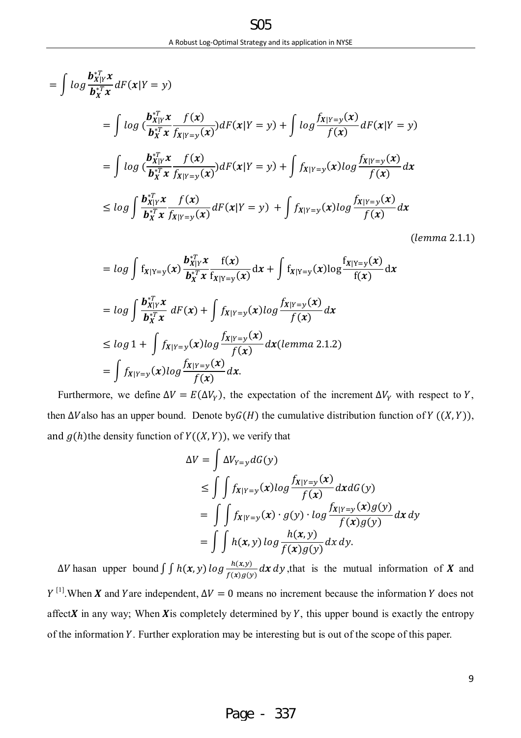$$= \int log \frac{\boldsymbol{b}_{\boldsymbol{X}|Y}^{*T}\boldsymbol{x}}{\boldsymbol{b}_{\boldsymbol{X}}^{*T}\boldsymbol{x}} dF(\boldsymbol{x}|Y=y)$$

$$= \int log \left(\frac{\boldsymbol{b}_{\boldsymbol{X}|Y}^{*T}\boldsymbol{x}}{\boldsymbol{b}_{\boldsymbol{X}}^{*T}\boldsymbol{x}} \frac{f(\boldsymbol{x})}{f_{\boldsymbol{X}|Y=y}(\boldsymbol{x})}\right) dF(\boldsymbol{x}|Y=y) + \int log \frac{f_{\boldsymbol{X}|Y=y}(\boldsymbol{x})}{f(\boldsymbol{x})} dF(\boldsymbol{x}|Y=y)$$

$$= \int log \left(\frac{\boldsymbol{b}_{\boldsymbol{X}|Y}^{*T}\boldsymbol{x}}{\boldsymbol{b}_{\boldsymbol{X}}^{*T}\boldsymbol{x}} \frac{f(\boldsymbol{x})}{f_{\boldsymbol{X}|Y=y}(\boldsymbol{x})}\right) dF(\boldsymbol{x}|Y=y) + \int f_{\boldsymbol{X}|Y=y}(\boldsymbol{x}) log \frac{f_{\boldsymbol{X}|Y=y}(\boldsymbol{x})}{f(\boldsymbol{x})} d\boldsymbol{x}$$

$$\leq log \int \frac{\boldsymbol{b}_{\boldsymbol{X}|Y}^{*T}\boldsymbol{x}}{\boldsymbol{b}_{\boldsymbol{X}}^{*T}\boldsymbol{x}} \frac{f(\boldsymbol{x})}{f_{\boldsymbol{X}|Y=y}(\boldsymbol{x})} dF(\boldsymbol{x}|Y=y) + \int f_{\boldsymbol{X}|Y=y}(\boldsymbol{x}) log \frac{f_{\boldsymbol{X}|Y=y}(\boldsymbol{x})}{f(\boldsymbol{x})} d\boldsymbol{x}$$

$$(lemma\ 2.1.1)$$

$$= log \int f_{\boldsymbol{X}|Y=y}(\boldsymbol{x}) \frac{\boldsymbol{b}_{\boldsymbol{X}|Y}^{*T}\boldsymbol{x}}{\boldsymbol{b}_{\boldsymbol{X}}^{*T}\boldsymbol{x}} \frac{f(\boldsymbol{x})}{f_{\boldsymbol{X}|Y=y}(\boldsymbol{x})} d\boldsymbol{x} + \int f_{\boldsymbol{X}|Y=y}(\boldsymbol{x}) log \frac{f_{\boldsymbol{X}|Y=y}(\boldsymbol{x})}{f(\boldsymbol{x})} d\boldsymbol{x}$$

$$= log \int \frac{\boldsymbol{b}_{\boldsymbol{X}|Y}^{*T}\boldsymbol{x}}{\boldsymbol{b}_{\boldsymbol{X}}^{*T}\boldsymbol{x}} dF(\boldsymbol{x}) + \int f_{\boldsymbol{X}|Y=y}(\boldsymbol{x}) log \frac{f_{\boldsymbol{X}|Y=y}(\boldsymbol{x})}{f(\boldsymbol{x})} d\boldsymbol{x}$$

$$\leq log\, 1 + \int f_{\boldsymbol{X}|Y=y}(\boldsymbol{x}) log \frac{f_{\boldsymbol{X}|Y=y}(\boldsymbol{x})}{f(\boldsymbol{x})} d\boldsymbol{x} (lemma\ 2.1.2)$$

$$= \int f_{\boldsymbol{X}|Y=y}(\boldsymbol{x}) log \frac{f_{\boldsymbol{X}|Y=y}(\boldsymbol{x})}{f(\boldsymbol{x})} d\boldsymbol{x}.$$

Furthermore, we define $\Delta V = E(\Delta V_Y)$, the expectation of the increment $\Delta V_Y$ with respect to $Y$, then $\Delta V$ also has an upper bound. Denote by $G(H)$ the cumulative distribution function of $Y$ ($(X, Y)$), and $g(h)$ the density function of $Y$($(X, Y)$), we verify that

$$\Delta V = \int \Delta V_{Y=y} dG(y)$$
$$\leq \int \int f_{\boldsymbol{X}|Y=y}(\boldsymbol{x}) log \frac{f_{\boldsymbol{X}|Y=y}(\boldsymbol{x})}{f(\boldsymbol{x})} d\boldsymbol{x} dG(y)$$
$$= \int \int f_{\boldsymbol{X}|Y=y}(\boldsymbol{x}) \cdot g(y) \cdot log \frac{f_{\boldsymbol{X}|Y=y}(\boldsymbol{x}) g(y)}{f(\boldsymbol{x}) g(y)} d\boldsymbol{x}\, dy$$
$$= \int \int h(\boldsymbol{x}, y)\, log \frac{h(\boldsymbol{x}, y)}{f(\boldsymbol{x}) g(y)} dx\, dy.$$

$\Delta V$ has an upper bound $\int \int h(\boldsymbol{x}, y)\, log \frac{h(\boldsymbol{x},y)}{f(\boldsymbol{x})g(y)} d\boldsymbol{x}\, dy$, that is the mutual information of $\boldsymbol{X}$ and $Y$ [1]. When $\boldsymbol{X}$ and $Y$ are independent, $\Delta V = 0$ means no increment because the information $Y$ does not affect $\boldsymbol{X}$ in any way; When $\boldsymbol{X}$ is completely determined by $Y$, this upper bound is exactly the entropy of the information $Y$. Further exploration may be interesting but is out of the scope of this paper.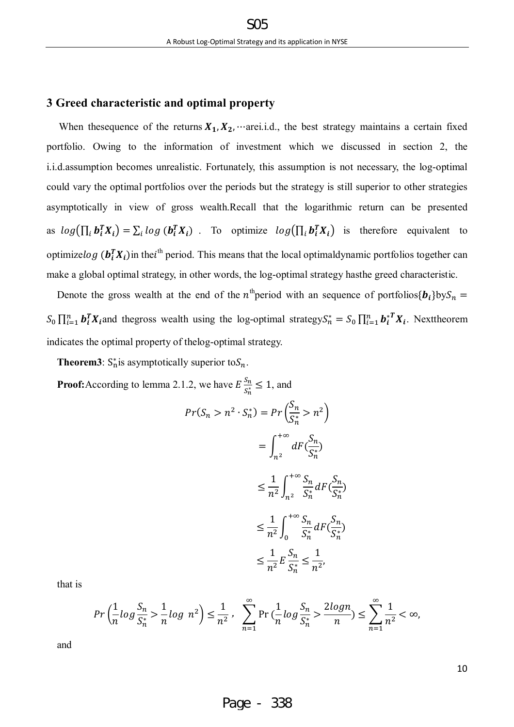## 3 Greed characteristic and optimal property

When thesequence of the returns $\boldsymbol{X_1}, \boldsymbol{X_2}, \cdots$arei.i.d., the best strategy maintains a certain fixed portfolio. Owing to the information of investment which we discussed in section 2, the i.i.d.assumption becomes unrealistic. Fortunately, this assumption is not necessary, the log-optimal could vary the optimal portfolios over the periods but the strategy is still superior to other strategies asymptotically in view of gross wealth.Recall that the logarithmic return can be presented as $log\left(\prod_i \boldsymbol{b_i^T X_i}\right) = \sum_i log\left(\boldsymbol{b_i^T X_i}\right)$ . To optimize $log\left(\prod_i \boldsymbol{b_i^T X_i}\right)$ is therefore equivalent to optimize$log\left(\boldsymbol{b_i^T X_i}\right)$in the$i^{th}$ period. This means that the local optimaldynamic portfolios together can make a global optimal strategy, in other words, the log-optimal strategy hasthe greed characteristic.

Denote the gross wealth at the end of the $n^{th}$period with an sequence of portfolios$\{\boldsymbol{b_i}\}$by$S_n = S_0 \prod_{i=1}^{n} \boldsymbol{b_i^T X_i}$and thegross wealth using the log-optimal strategy$S_n^* = S_0 \prod_{i=1}^{n} \boldsymbol{b_i^{*T} X_i}$. Nexttheorem indicates the optimal property of thelog-optimal strategy.

**Theorem3**: $S_n^*$is asymptotically superior to$S_n$.

**Proof:**According to lemma 2.1.2, we have $E\frac{S_n}{S_n^*} \le 1$, and

$$
\begin{aligned}
Pr(S_n > n^2 \cdot S_n^*) &= Pr\left(\frac{S_n}{S_n^*} > n^2\right) \\
&= \int_{n^2}^{+\infty} dF\left(\frac{S_n}{S_n^*}\right) \\
&\le \frac{1}{n^2}\int_{n^2}^{+\infty} \frac{S_n}{S_n^*} dF\left(\frac{S_n}{S_n^*}\right) \\
&\le \frac{1}{n^2}\int_{0}^{+\infty} \frac{S_n}{S_n^*} dF\left(\frac{S_n}{S_n^*}\right) \\
&\le \frac{1}{n^2} E\frac{S_n}{S_n^*} \le \frac{1}{n^2},
\end{aligned}
$$

that is

$$
Pr\left(\frac{1}{n}log\frac{S_n}{S_n^*} > \frac{1}{n}log\ n^2\right) \le \frac{1}{n^2}, \quad \sum_{n=1}^{\infty} \Pr\left(\frac{1}{n}log\frac{S_n}{S_n^*} > \frac{2logn}{n}\right) \le \sum_{n=1}^{\infty}\frac{1}{n^2} < \infty,
$$

and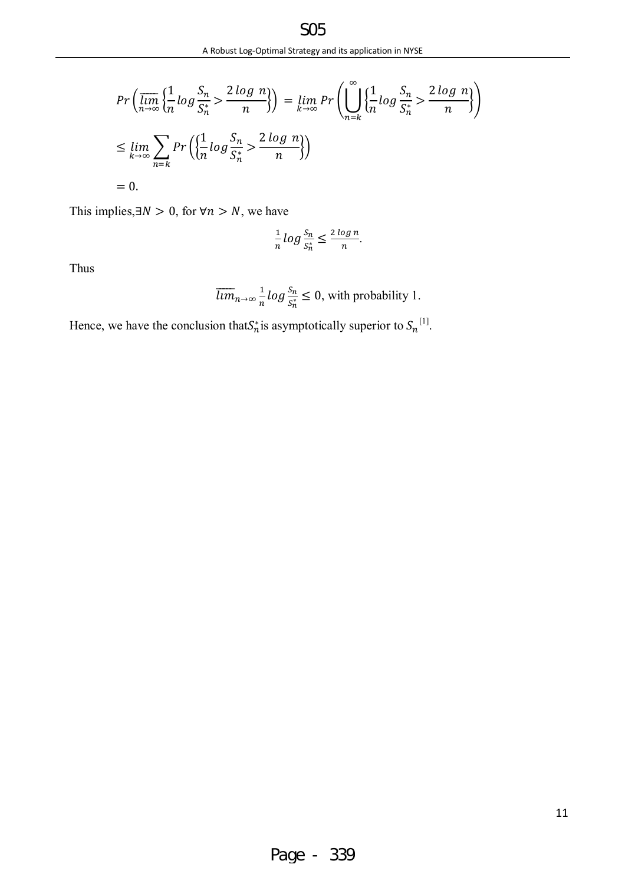$$Pr\left(\overline{\lim_{n\to\infty}}\left\{\frac{1}{n}log\frac{S_n}{S_n^*}>\frac{2\,log\ n}{n}\right\}\right) = \lim_{k\to\infty} Pr\left(\bigcup_{n=k}^{\infty}\left\{\frac{1}{n}log\frac{S_n}{S_n^*}>\frac{2\,log\ n}{n}\right\}\right)$$

$$\leq \lim_{k\to\infty}\sum_{n=k} Pr\left(\left\{\frac{1}{n}log\frac{S_n}{S_n^*}>\frac{2\,log\ n}{n}\right\}\right)$$

$$= 0.$$

This implies, $\exists N > 0$, for $\forall n > N$, we have

$$\frac{1}{n}log\frac{S_n}{S_n^*} \leq \frac{2\,log\,n}{n}.$$

Thus

$$\overline{lim}_{n\to\infty}\frac{1}{n}log\frac{S_n}{S_n^*} \leq 0, \text{ with probability 1.}$$

Hence, we have the conclusion that $S_n^*$ is asymptotically superior to $S_n$ [1].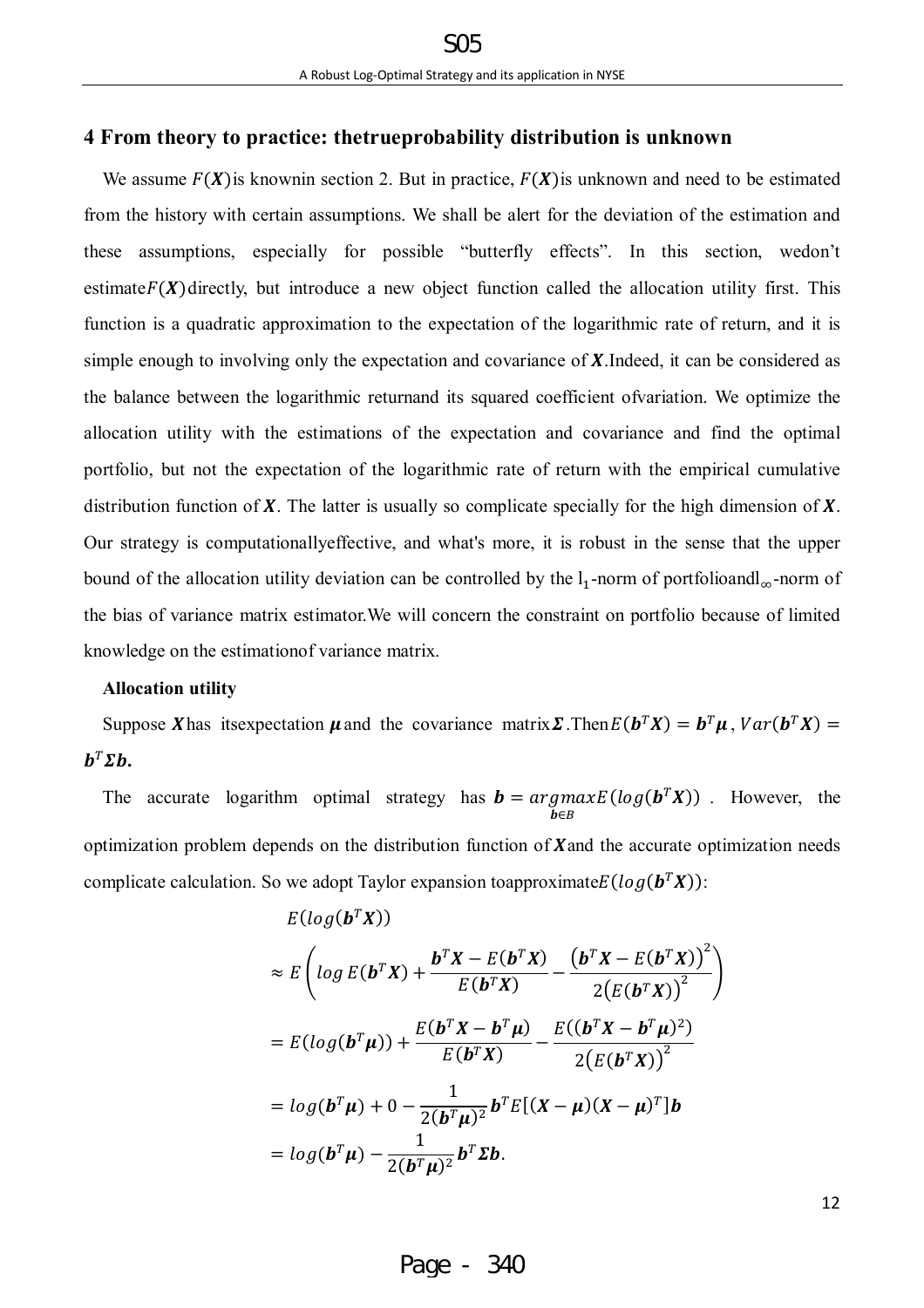## 4 From theory to practice: thetrueprobability distribution is unknown

We assume $F(\boldsymbol{X})$is knownin section 2. But in practice, $F(\boldsymbol{X})$is unknown and need to be estimated from the history with certain assumptions. We shall be alert for the deviation of the estimation and these assumptions, especially for possible "butterfly effects". In this section, wedon't estimate$F(\boldsymbol{X})$directly, but introduce a new object function called the allocation utility first. This function is a quadratic approximation to the expectation of the logarithmic rate of return, and it is simple enough to involving only the expectation and covariance of $\boldsymbol{X}$.Indeed, it can be considered as the balance between the logarithmic returnand its squared coefficient ofvariation. We optimize the allocation utility with the estimations of the expectation and covariance and find the optimal portfolio, but not the expectation of the logarithmic rate of return with the empirical cumulative distribution function of $\boldsymbol{X}$. The latter is usually so complicate specially for the high dimension of $\boldsymbol{X}$. Our strategy is computationallyeffective, and what's more, it is robust in the sense that the upper bound of the allocation utility deviation can be controlled by the $l_1$-norm of portfolioand$l_\infty$-norm of the bias of variance matrix estimator.We will concern the constraint on portfolio because of limited knowledge on the estimationof variance matrix.

**Allocation utility**

Suppose $\boldsymbol{X}$has itsexpectation $\boldsymbol{\mu}$and the covariance matrix$\boldsymbol{\Sigma}$.Then$E(\boldsymbol{b}^T\boldsymbol{X}) = \boldsymbol{b}^T\boldsymbol{\mu}$, $Var(\boldsymbol{b}^T\boldsymbol{X}) = \boldsymbol{b}^T\boldsymbol{\Sigma}\boldsymbol{b}$.

The accurate logarithm optimal strategy has $\boldsymbol{b} = \underset{\boldsymbol{b}\in B}{argmax} E(log(\boldsymbol{b}^T\boldsymbol{X}))$ . However, the optimization problem depends on the distribution function of $\boldsymbol{X}$and the accurate optimization needs complicate calculation. So we adopt Taylor expansion toapproximate$E(log(\boldsymbol{b}^T\boldsymbol{X}))$:

$$
\begin{aligned}
&E(log(\boldsymbol{b}^T\boldsymbol{X})) \\
&\approx E\left(log\, E(\boldsymbol{b}^T\boldsymbol{X}) + \frac{\boldsymbol{b}^T\boldsymbol{X} - E(\boldsymbol{b}^T\boldsymbol{X})}{E(\boldsymbol{b}^T\boldsymbol{X})} - \frac{\left(\boldsymbol{b}^T\boldsymbol{X} - E(\boldsymbol{b}^T\boldsymbol{X})\right)^2}{2\left(E(\boldsymbol{b}^T\boldsymbol{X})\right)^2}\right) \\
&= E(log(\boldsymbol{b}^T\boldsymbol{\mu})) + \frac{E(\boldsymbol{b}^T\boldsymbol{X} - \boldsymbol{b}^T\boldsymbol{\mu})}{E(\boldsymbol{b}^T\boldsymbol{X})} - \frac{E((\boldsymbol{b}^T\boldsymbol{X} - \boldsymbol{b}^T\boldsymbol{\mu})^2)}{2\left(E(\boldsymbol{b}^T\boldsymbol{X})\right)^2} \\
&= log(\boldsymbol{b}^T\boldsymbol{\mu}) + 0 - \frac{1}{2(\boldsymbol{b}^T\boldsymbol{\mu})^2}\boldsymbol{b}^T E[(\boldsymbol{X} - \boldsymbol{\mu})(\boldsymbol{X} - \boldsymbol{\mu})^T]\boldsymbol{b} \\
&= log(\boldsymbol{b}^T\boldsymbol{\mu}) - \frac{1}{2(\boldsymbol{b}^T\boldsymbol{\mu})^2}\boldsymbol{b}^T\boldsymbol{\Sigma}\boldsymbol{b}.
\end{aligned}
$$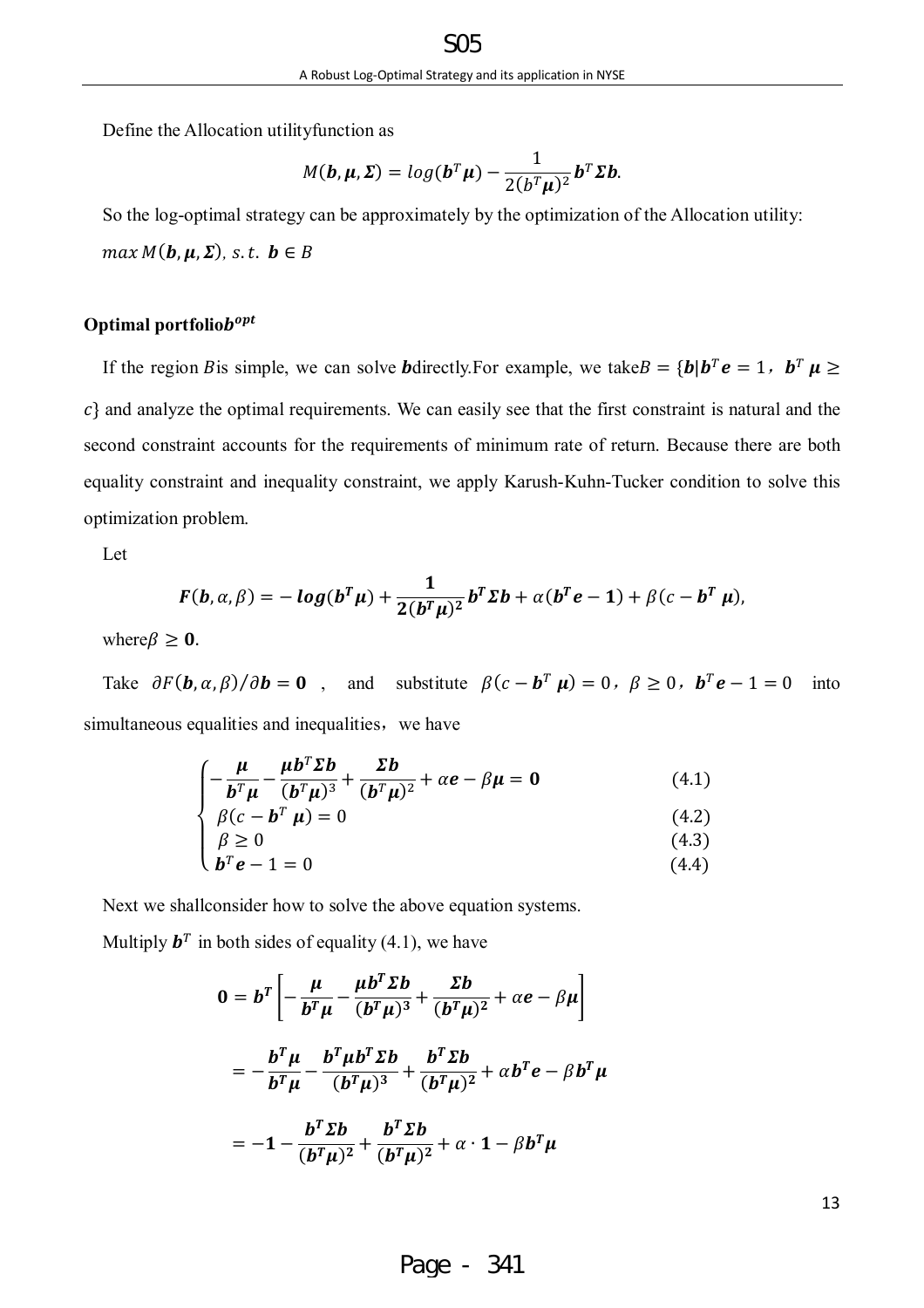Define the Allocation utilityfunction as

$$M(\boldsymbol{b}, \boldsymbol{\mu}, \boldsymbol{\Sigma}) = log(\boldsymbol{b}^T\boldsymbol{\mu}) - \frac{1}{2(\boldsymbol{b}^T\boldsymbol{\mu})^2}\boldsymbol{b}^T\boldsymbol{\Sigma}\boldsymbol{b}.$$

So the log-optimal strategy can be approximately by the optimization of the Allocation utility: $max\, M(\boldsymbol{b}, \boldsymbol{\mu}, \boldsymbol{\Sigma}),\ s.t.\ \boldsymbol{b} \in B$

**Optimal portfolio$\boldsymbol{b}^{opt}$**

If the region $B$is simple, we can solve $\boldsymbol{b}$directly.For example, we take$B = \{\boldsymbol{b}|\boldsymbol{b}^T\boldsymbol{e} = 1,\ \boldsymbol{b}^T\boldsymbol{\mu} \geq c\}$ and analyze the optimal requirements. We can easily see that the first constraint is natural and the second constraint accounts for the requirements of minimum rate of return. Because there are both equality constraint and inequality constraint, we apply Karush-Kuhn-Tucker condition to solve this optimization problem.

Let

$$\boldsymbol{F}(\boldsymbol{b}, \alpha, \beta) = -\boldsymbol{log}(\boldsymbol{b}^T\boldsymbol{\mu}) + \frac{\boldsymbol{1}}{\boldsymbol{2}(\boldsymbol{b}^T\boldsymbol{\mu})^2}\boldsymbol{b}^T\boldsymbol{\Sigma}\boldsymbol{b} + \alpha(\boldsymbol{b}^T\boldsymbol{e} - \boldsymbol{1}) + \beta(c - \boldsymbol{b}^T\boldsymbol{\mu}),$$

where$\beta \geq \boldsymbol{0}$.

Take $\partial F(\boldsymbol{b}, \alpha, \beta)/\partial \boldsymbol{b} = \boldsymbol{0}$ , and substitute $\beta(c - \boldsymbol{b}^T\boldsymbol{\mu}) = 0$, $\beta \geq 0$, $\boldsymbol{b}^T\boldsymbol{e} - 1 = 0$ into simultaneous equalities and inequalities, we have

$$\begin{cases} -\dfrac{\boldsymbol{\mu}}{\boldsymbol{b}^T\boldsymbol{\mu}} - \dfrac{\boldsymbol{\mu}\boldsymbol{b}^T\boldsymbol{\Sigma}\boldsymbol{b}}{(\boldsymbol{b}^T\boldsymbol{\mu})^3} + \dfrac{\boldsymbol{\Sigma}\boldsymbol{b}}{(\boldsymbol{b}^T\boldsymbol{\mu})^2} + \alpha\boldsymbol{e} - \beta\boldsymbol{\mu} = \boldsymbol{0} & (4.1) \\ \beta(c - \boldsymbol{b}^T\boldsymbol{\mu}) = 0 & (4.2) \\ \beta \geq 0 & (4.3) \\ \boldsymbol{b}^T\boldsymbol{e} - 1 = 0 & (4.4) \end{cases}$$

Next we shallconsider how to solve the above equation systems.

Multiply $\boldsymbol{b}^T$ in both sides of equality (4.1), we have

$$\boldsymbol{0} = \boldsymbol{b}^T\left[-\frac{\boldsymbol{\mu}}{\boldsymbol{b}^T\boldsymbol{\mu}} - \frac{\boldsymbol{\mu}\boldsymbol{b}^T\boldsymbol{\Sigma}\boldsymbol{b}}{(\boldsymbol{b}^T\boldsymbol{\mu})^3} + \frac{\boldsymbol{\Sigma}\boldsymbol{b}}{(\boldsymbol{b}^T\boldsymbol{\mu})^2} + \alpha\boldsymbol{e} - \beta\boldsymbol{\mu}\right]$$

$$= -\frac{\boldsymbol{b}^T\boldsymbol{\mu}}{\boldsymbol{b}^T\boldsymbol{\mu}} - \frac{\boldsymbol{b}^T\boldsymbol{\mu}\boldsymbol{b}^T\boldsymbol{\Sigma}\boldsymbol{b}}{(\boldsymbol{b}^T\boldsymbol{\mu})^3} + \frac{\boldsymbol{b}^T\boldsymbol{\Sigma}\boldsymbol{b}}{(\boldsymbol{b}^T\boldsymbol{\mu})^2} + \alpha\boldsymbol{b}^T\boldsymbol{e} - \beta\boldsymbol{b}^T\boldsymbol{\mu}$$

$$= -\boldsymbol{1} - \frac{\boldsymbol{b}^T\boldsymbol{\Sigma}\boldsymbol{b}}{(\boldsymbol{b}^T\boldsymbol{\mu})^2} + \frac{\boldsymbol{b}^T\boldsymbol{\Sigma}\boldsymbol{b}}{(\boldsymbol{b}^T\boldsymbol{\mu})^2} + \alpha \cdot \boldsymbol{1} - \beta\boldsymbol{b}^T\boldsymbol{\mu}$$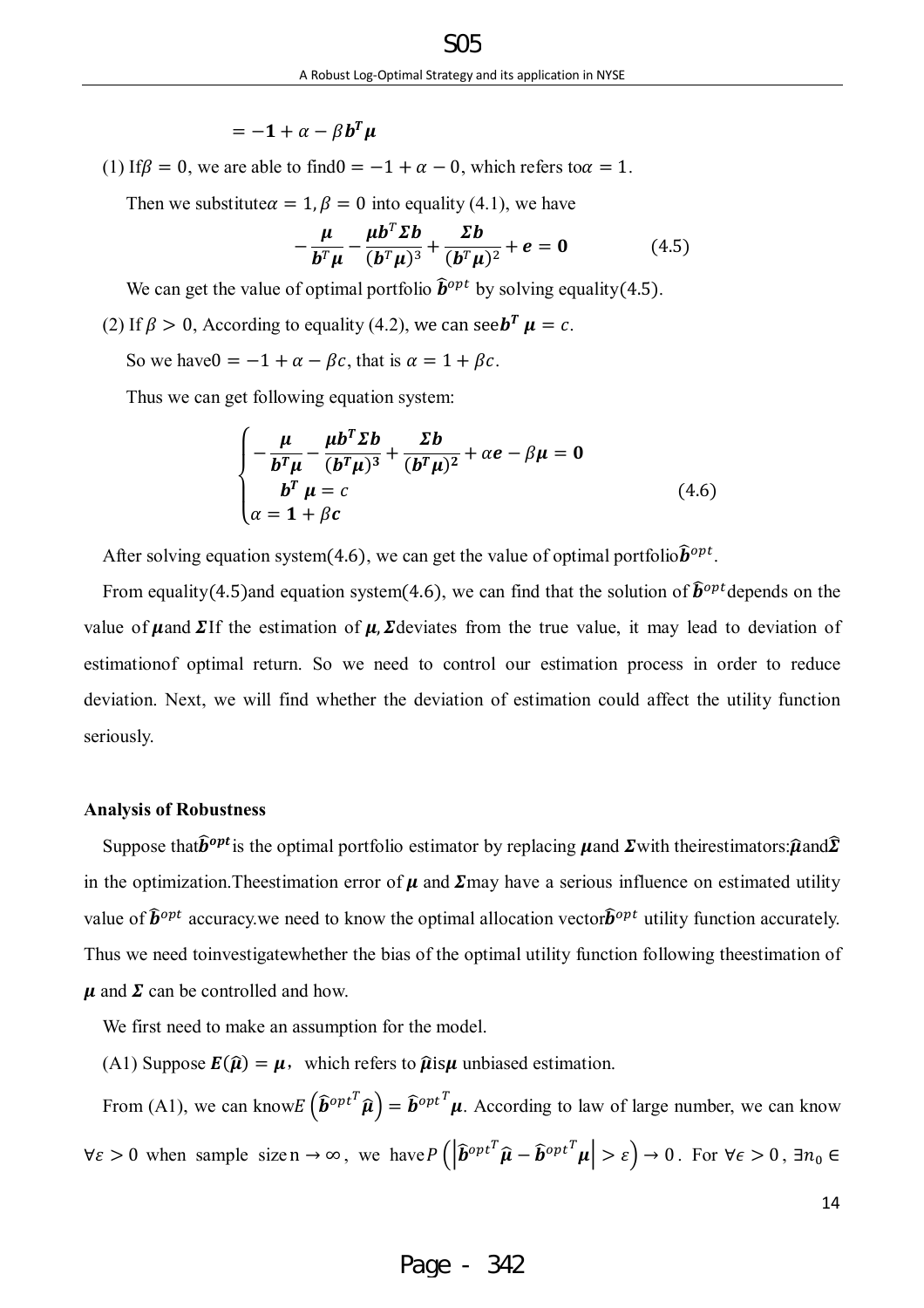$$= -\mathbf{1} + \alpha - \beta \boldsymbol{b}^T \boldsymbol{\mu}$$

(1) If $\beta = 0$, we are able to find $0 = -1 + \alpha - 0$, which refers to $\alpha = 1$.

Then we substitute $\alpha = 1, \beta = 0$ into equality (4.1), we have

$$-\frac{\boldsymbol{\mu}}{\boldsymbol{b}^T\boldsymbol{\mu}} - \frac{\boldsymbol{\mu}\boldsymbol{b}^T\boldsymbol{\Sigma}\boldsymbol{b}}{(\boldsymbol{b}^T\boldsymbol{\mu})^3} + \frac{\boldsymbol{\Sigma}\boldsymbol{b}}{(\boldsymbol{b}^T\boldsymbol{\mu})^2} + \boldsymbol{e} = \boldsymbol{0} \tag{4.5}$$

We can get the value of optimal portfolio $\widehat{\boldsymbol{b}}^{opt}$ by solving equality(4.5).

(2) If $\beta > 0$, According to equality (4.2), we can see $\boldsymbol{b}^T \boldsymbol{\mu} = c$.

So we have $0 = -1 + \alpha - \beta c$, that is $\alpha = 1 + \beta c$.

Thus we can get following equation system:

$$\begin{cases} -\dfrac{\boldsymbol{\mu}}{\boldsymbol{b}^T\boldsymbol{\mu}} - \dfrac{\boldsymbol{\mu}\boldsymbol{b}^T\boldsymbol{\Sigma}\boldsymbol{b}}{(\boldsymbol{b}^T\boldsymbol{\mu})^3} + \dfrac{\boldsymbol{\Sigma}\boldsymbol{b}}{(\boldsymbol{b}^T\boldsymbol{\mu})^2} + \alpha\boldsymbol{e} - \beta\boldsymbol{\mu} = \boldsymbol{0} \\ \boldsymbol{b}^T \boldsymbol{\mu} = c \\ \alpha = \mathbf{1} + \beta \boldsymbol{c} \end{cases} \tag{4.6}$$

After solving equation system(4.6), we can get the value of optimal portfolio $\widehat{\boldsymbol{b}}^{opt}$.

From equality(4.5) and equation system(4.6), we can find that the solution of $\widehat{\boldsymbol{b}}^{opt}$ depends on the value of $\boldsymbol{\mu}$ and $\boldsymbol{\Sigma}$ If the estimation of $\boldsymbol{\mu}, \boldsymbol{\Sigma}$ deviates from the true value, it may lead to deviation of estimation of optimal return. So we need to control our estimation process in order to reduce deviation. Next, we will find whether the deviation of estimation could affect the utility function seriously.

**Analysis of Robustness**

Suppose that $\widehat{\boldsymbol{b}}^{\boldsymbol{opt}}$ is the optimal portfolio estimator by replacing $\boldsymbol{\mu}$ and $\boldsymbol{\Sigma}$ with their estimators: $\widehat{\boldsymbol{\mu}}$ and $\widehat{\boldsymbol{\Sigma}}$ in the optimization. The estimation error of $\boldsymbol{\mu}$ and $\boldsymbol{\Sigma}$ may have a serious influence on estimated utility value of $\widehat{\boldsymbol{b}}^{opt}$ accuracy. we need to know the optimal allocation vector $\widehat{\boldsymbol{b}}^{opt}$ utility function accurately. Thus we need to investigate whether the bias of the optimal utility function following the estimation of $\boldsymbol{\mu}$ and $\boldsymbol{\Sigma}$ can be controlled and how.

We first need to make an assumption for the model.

(A1) Suppose $\boldsymbol{E}(\widehat{\boldsymbol{\mu}}) = \boldsymbol{\mu}$, which refers to $\widehat{\boldsymbol{\mu}}$ is $\boldsymbol{\mu}$ unbiased estimation.

From (A1), we can know $E\left(\widehat{\boldsymbol{b}}^{opt^T}\widehat{\boldsymbol{\mu}}\right) = \widehat{\boldsymbol{b}}^{opt^T}\boldsymbol{\mu}$. According to law of large number, we can know $\forall \varepsilon > 0$ when sample size $\mathrm{n} \to \infty$, we have $P\left(\left|\widehat{\boldsymbol{b}}^{opt^T}\widehat{\boldsymbol{\mu}} - \widehat{\boldsymbol{b}}^{opt^T}\boldsymbol{\mu}\right| > \varepsilon\right) \to 0$. For $\forall \epsilon > 0$, $\exists n_0 \in$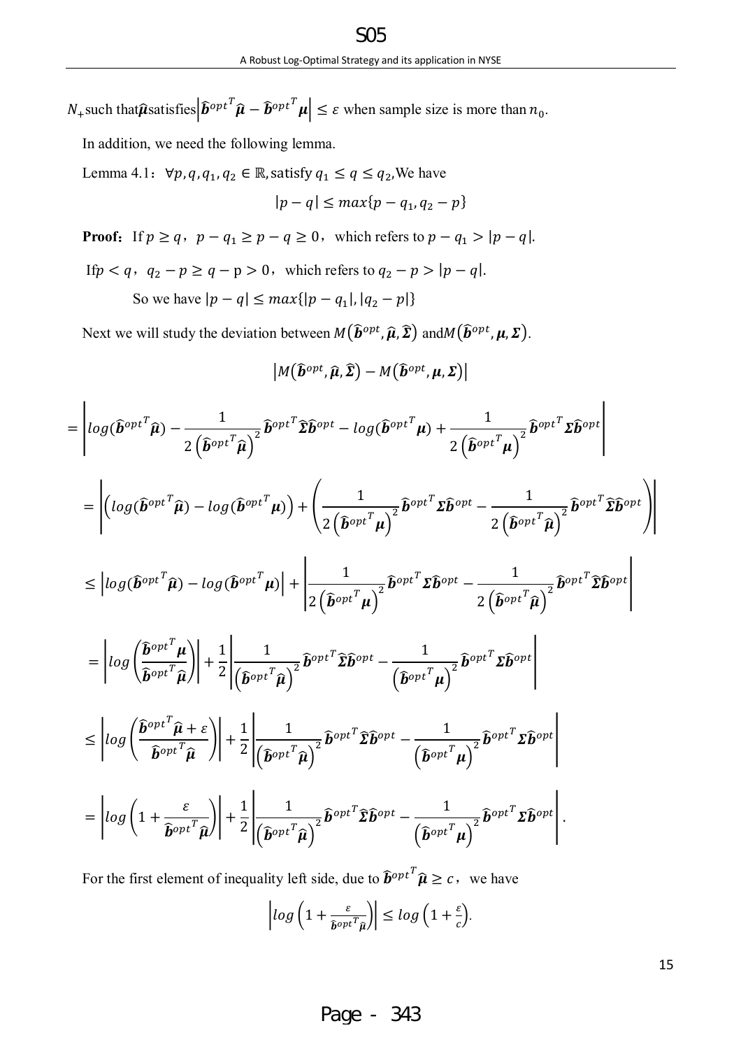$N_+$ such that $\widehat{\boldsymbol{\mu}}$ satisfies $\left|\widehat{\boldsymbol{b}}^{opt^T}\widehat{\boldsymbol{\mu}} - \widehat{\boldsymbol{b}}^{opt^T}\boldsymbol{\mu}\right| \le \varepsilon$ when sample size is more than $n_0$.

In addition, we need the following lemma.

Lemma 4.1: $\forall p, q, q_1, q_2 \in \mathbb{R}$, satisfy $q_1 \le q \le q_2$, We have

$$|p - q| \le max\{p - q_1, q_2 - p\}$$

**Proof:** If $p \ge q$, $p - q_1 \ge p - q \ge 0$, which refers to $p - q_1 > |p - q|$.

If $p < q$, $q_2 - p \ge q - p > 0$, which refers to $q_2 - p > |p - q|$.

So we have $|p - q| \le max\{|p - q_1|, |q_2 - p|\}$

Next we will study the deviation between $M(\widehat{\boldsymbol{b}}^{opt}, \widehat{\boldsymbol{\mu}}, \widehat{\boldsymbol{\Sigma}})$ and $M(\widehat{\boldsymbol{b}}^{opt}, \boldsymbol{\mu}, \boldsymbol{\Sigma})$.

$$\left|M(\widehat{\boldsymbol{b}}^{opt}, \widehat{\boldsymbol{\mu}}, \widehat{\boldsymbol{\Sigma}}) - M(\widehat{\boldsymbol{b}}^{opt}, \boldsymbol{\mu}, \boldsymbol{\Sigma})\right|$$

$$= \left|log(\widehat{\boldsymbol{b}}^{opt^T}\widehat{\boldsymbol{\mu}}) - \frac{1}{2\left(\widehat{\boldsymbol{b}}^{opt^T}\widehat{\boldsymbol{\mu}}\right)^2}\widehat{\boldsymbol{b}}^{opt^T}\widehat{\boldsymbol{\Sigma}}\widehat{\boldsymbol{b}}^{opt} - log(\widehat{\boldsymbol{b}}^{opt^T}\boldsymbol{\mu}) + \frac{1}{2\left(\widehat{\boldsymbol{b}}^{opt^T}\boldsymbol{\mu}\right)^2}\widehat{\boldsymbol{b}}^{opt^T}\boldsymbol{\Sigma}\widehat{\boldsymbol{b}}^{opt}\right|$$

$$= \left|\left(log(\widehat{\boldsymbol{b}}^{opt^T}\widehat{\boldsymbol{\mu}}) - log(\widehat{\boldsymbol{b}}^{opt^T}\boldsymbol{\mu})\right) + \left(\frac{1}{2\left(\widehat{\boldsymbol{b}}^{opt^T}\boldsymbol{\mu}\right)^2}\widehat{\boldsymbol{b}}^{opt^T}\boldsymbol{\Sigma}\widehat{\boldsymbol{b}}^{opt} - \frac{1}{2\left(\widehat{\boldsymbol{b}}^{opt^T}\widehat{\boldsymbol{\mu}}\right)^2}\widehat{\boldsymbol{b}}^{opt^T}\widehat{\boldsymbol{\Sigma}}\widehat{\boldsymbol{b}}^{opt}\right)\right|$$

$$\le \left|log(\widehat{\boldsymbol{b}}^{opt^T}\widehat{\boldsymbol{\mu}}) - log(\widehat{\boldsymbol{b}}^{opt^T}\boldsymbol{\mu})\right| + \left|\frac{1}{2\left(\widehat{\boldsymbol{b}}^{opt^T}\boldsymbol{\mu}\right)^2}\widehat{\boldsymbol{b}}^{opt^T}\boldsymbol{\Sigma}\widehat{\boldsymbol{b}}^{opt} - \frac{1}{2\left(\widehat{\boldsymbol{b}}^{opt^T}\widehat{\boldsymbol{\mu}}\right)^2}\widehat{\boldsymbol{b}}^{opt^T}\widehat{\boldsymbol{\Sigma}}\widehat{\boldsymbol{b}}^{opt}\right|$$

$$= \left|log\left(\frac{\widehat{\boldsymbol{b}}^{opt^T}\boldsymbol{\mu}}{\widehat{\boldsymbol{b}}^{opt^T}\widehat{\boldsymbol{\mu}}}\right)\right| + \frac{1}{2}\left|\frac{1}{\left(\widehat{\boldsymbol{b}}^{opt^T}\widehat{\boldsymbol{\mu}}\right)^2}\widehat{\boldsymbol{b}}^{opt^T}\widehat{\boldsymbol{\Sigma}}\widehat{\boldsymbol{b}}^{opt} - \frac{1}{\left(\widehat{\boldsymbol{b}}^{opt^T}\boldsymbol{\mu}\right)^2}\widehat{\boldsymbol{b}}^{opt^T}\boldsymbol{\Sigma}\widehat{\boldsymbol{b}}^{opt}\right|$$

$$\le \left|log\left(\frac{\widehat{\boldsymbol{b}}^{opt^T}\widehat{\boldsymbol{\mu}} + \varepsilon}{\widehat{\boldsymbol{b}}^{opt^T}\widehat{\boldsymbol{\mu}}}\right)\right| + \frac{1}{2}\left|\frac{1}{\left(\widehat{\boldsymbol{b}}^{opt^T}\widehat{\boldsymbol{\mu}}\right)^2}\widehat{\boldsymbol{b}}^{opt^T}\widehat{\boldsymbol{\Sigma}}\widehat{\boldsymbol{b}}^{opt} - \frac{1}{\left(\widehat{\boldsymbol{b}}^{opt^T}\boldsymbol{\mu}\right)^2}\widehat{\boldsymbol{b}}^{opt^T}\boldsymbol{\Sigma}\widehat{\boldsymbol{b}}^{opt}\right|$$

$$= \left|log\left(1 + \frac{\varepsilon}{\widehat{\boldsymbol{b}}^{opt^T}\widehat{\boldsymbol{\mu}}}\right)\right| + \frac{1}{2}\left|\frac{1}{\left(\widehat{\boldsymbol{b}}^{opt^T}\widehat{\boldsymbol{\mu}}\right)^2}\widehat{\boldsymbol{b}}^{opt^T}\widehat{\boldsymbol{\Sigma}}\widehat{\boldsymbol{b}}^{opt} - \frac{1}{\left(\widehat{\boldsymbol{b}}^{opt^T}\boldsymbol{\mu}\right)^2}\widehat{\boldsymbol{b}}^{opt^T}\boldsymbol{\Sigma}\widehat{\boldsymbol{b}}^{opt}\right|.$$

For the first element of inequality left side, due to $\widehat{\boldsymbol{b}}^{opt^T}\widehat{\boldsymbol{\mu}} \ge c$, we have

$$\left|log\left(1 + \frac{\varepsilon}{\widehat{\boldsymbol{b}}^{opt^T}\widehat{\boldsymbol{\mu}}}\right)\right| \le log\left(1 + \frac{\varepsilon}{c}\right).$$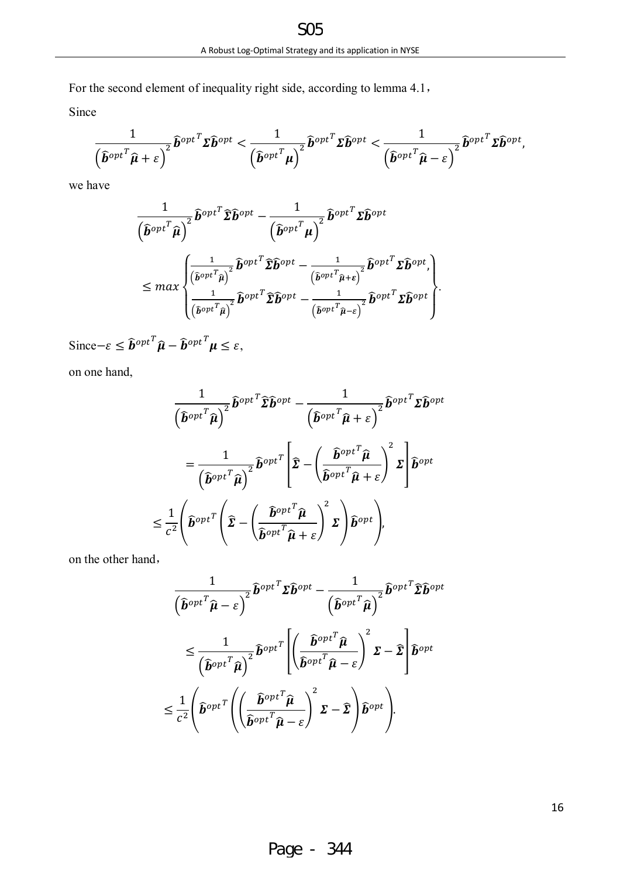For the second element of inequality right side, according to lemma 4.1，

Since

$$\frac{1}{\left(\widehat{\boldsymbol{b}}^{opt^T}\widehat{\boldsymbol{\mu}}+\varepsilon\right)^2}\widehat{\boldsymbol{b}}^{opt^T}\boldsymbol{\Sigma}\widehat{\boldsymbol{b}}^{opt}<\frac{1}{\left(\widehat{\boldsymbol{b}}^{opt^T}\boldsymbol{\mu}\right)^2}\widehat{\boldsymbol{b}}^{opt^T}\boldsymbol{\Sigma}\widehat{\boldsymbol{b}}^{opt}<\frac{1}{\left(\widehat{\boldsymbol{b}}^{opt^T}\widehat{\boldsymbol{\mu}}-\varepsilon\right)^2}\widehat{\boldsymbol{b}}^{opt^T}\boldsymbol{\Sigma}\widehat{\boldsymbol{b}}^{opt},$$

we have

$$\frac{1}{\left(\widehat{\boldsymbol{b}}^{opt^T}\widehat{\boldsymbol{\mu}}\right)^2}\widehat{\boldsymbol{b}}^{opt^T}\widehat{\boldsymbol{\Sigma}}\widehat{\boldsymbol{b}}^{opt}-\frac{1}{\left(\widehat{\boldsymbol{b}}^{opt^T}\boldsymbol{\mu}\right)^2}\widehat{\boldsymbol{b}}^{opt^T}\boldsymbol{\Sigma}\widehat{\boldsymbol{b}}^{opt}$$

$$\leq max\left\{\begin{matrix}\frac{1}{\left(\widehat{\boldsymbol{b}}^{opt^T}\widehat{\boldsymbol{\mu}}\right)^2}\widehat{\boldsymbol{b}}^{opt^T}\widehat{\boldsymbol{\Sigma}}\widehat{\boldsymbol{b}}^{opt}-\frac{1}{\left(\widehat{\boldsymbol{b}}^{opt^T}\widehat{\boldsymbol{\mu}}+\varepsilon\right)^2}\widehat{\boldsymbol{b}}^{opt^T}\boldsymbol{\Sigma}\widehat{\boldsymbol{b}}^{opt},\\ \frac{1}{\left(\widehat{\boldsymbol{b}}^{opt^T}\widehat{\boldsymbol{\mu}}\right)^2}\widehat{\boldsymbol{b}}^{opt^T}\widehat{\boldsymbol{\Sigma}}\widehat{\boldsymbol{b}}^{opt}-\frac{1}{\left(\widehat{\boldsymbol{b}}^{opt^T}\widehat{\boldsymbol{\mu}}-\varepsilon\right)^2}\widehat{\boldsymbol{b}}^{opt^T}\boldsymbol{\Sigma}\widehat{\boldsymbol{b}}^{opt}\end{matrix}\right\}.$$

Since $-\varepsilon\leq\widehat{\boldsymbol{b}}^{opt^T}\widehat{\boldsymbol{\mu}}-\widehat{\boldsymbol{b}}^{opt^T}\boldsymbol{\mu}\leq\varepsilon$,

on one hand,

$$\frac{1}{\left(\widehat{\boldsymbol{b}}^{opt^T}\widehat{\boldsymbol{\mu}}\right)^2}\widehat{\boldsymbol{b}}^{opt^T}\widehat{\boldsymbol{\Sigma}}\widehat{\boldsymbol{b}}^{opt}-\frac{1}{\left(\widehat{\boldsymbol{b}}^{opt^T}\widehat{\boldsymbol{\mu}}+\varepsilon\right)^2}\widehat{\boldsymbol{b}}^{opt^T}\boldsymbol{\Sigma}\widehat{\boldsymbol{b}}^{opt}$$

$$=\frac{1}{\left(\widehat{\boldsymbol{b}}^{opt^T}\widehat{\boldsymbol{\mu}}\right)^2}\widehat{\boldsymbol{b}}^{opt^T}\left[\widehat{\boldsymbol{\Sigma}}-\left(\frac{\widehat{\boldsymbol{b}}^{opt^T}\widehat{\boldsymbol{\mu}}}{\widehat{\boldsymbol{b}}^{opt^T}\widehat{\boldsymbol{\mu}}+\varepsilon}\right)^2\boldsymbol{\Sigma}\right]\widehat{\boldsymbol{b}}^{opt}$$

$$\leq\frac{1}{c^2}\left(\widehat{\boldsymbol{b}}^{opt^T}\left(\widehat{\boldsymbol{\Sigma}}-\left(\frac{\widehat{\boldsymbol{b}}^{opt^T}\widehat{\boldsymbol{\mu}}}{\widehat{\boldsymbol{b}}^{opt^T}\widehat{\boldsymbol{\mu}}+\varepsilon}\right)^2\boldsymbol{\Sigma}\right)\widehat{\boldsymbol{b}}^{opt}\right),$$

on the other hand，

$$\frac{1}{\left(\widehat{\boldsymbol{b}}^{opt^T}\widehat{\boldsymbol{\mu}}-\varepsilon\right)^2}\widehat{\boldsymbol{b}}^{opt^T}\boldsymbol{\Sigma}\widehat{\boldsymbol{b}}^{opt}-\frac{1}{\left(\widehat{\boldsymbol{b}}^{opt^T}\widehat{\boldsymbol{\mu}}\right)^2}\widehat{\boldsymbol{b}}^{opt^T}\widehat{\boldsymbol{\Sigma}}\widehat{\boldsymbol{b}}^{opt}$$

$$\leq\frac{1}{\left(\widehat{\boldsymbol{b}}^{opt^T}\widehat{\boldsymbol{\mu}}\right)^2}\widehat{\boldsymbol{b}}^{opt^T}\left[\left(\frac{\widehat{\boldsymbol{b}}^{opt^T}\widehat{\boldsymbol{\mu}}}{\widehat{\boldsymbol{b}}^{opt^T}\widehat{\boldsymbol{\mu}}-\varepsilon}\right)^2\boldsymbol{\Sigma}-\widehat{\boldsymbol{\Sigma}}\right]\widehat{\boldsymbol{b}}^{opt}$$

$$\leq\frac{1}{c^2}\left(\widehat{\boldsymbol{b}}^{opt^T}\left(\left(\frac{\widehat{\boldsymbol{b}}^{opt^T}\widehat{\boldsymbol{\mu}}}{\widehat{\boldsymbol{b}}^{opt^T}\widehat{\boldsymbol{\mu}}-\varepsilon}\right)^2\boldsymbol{\Sigma}-\widehat{\boldsymbol{\Sigma}}\right)\widehat{\boldsymbol{b}}^{opt}\right).$$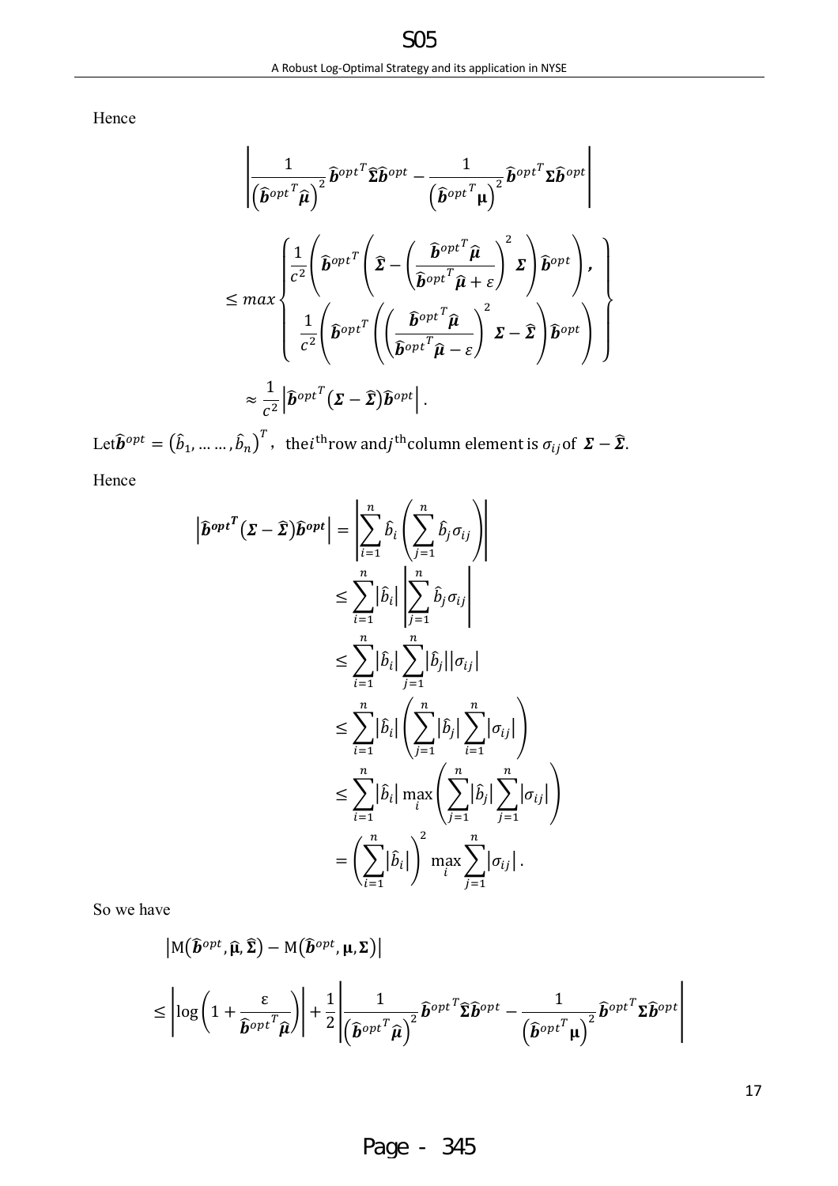Hence

$$\left|\frac{1}{\left(\widehat{\boldsymbol{b}}^{opt^T}\widehat{\boldsymbol{\mu}}\right)^2}\widehat{\boldsymbol{b}}^{opt^T}\widehat{\boldsymbol{\Sigma}}\widehat{\boldsymbol{b}}^{opt} - \frac{1}{\left(\widehat{\boldsymbol{b}}^{opt^T}\boldsymbol{\mu}\right)^2}\widehat{\boldsymbol{b}}^{opt^T}\boldsymbol{\Sigma}\widehat{\boldsymbol{b}}^{opt}\right|$$

$$\leq max\left\{\begin{array}{c}\dfrac{1}{c^2}\left(\widehat{\boldsymbol{b}}^{opt^T}\left(\widehat{\boldsymbol{\Sigma}} - \left(\dfrac{\widehat{\boldsymbol{b}}^{opt^T}\widehat{\boldsymbol{\mu}}}{\widehat{\boldsymbol{b}}^{opt^T}\widehat{\boldsymbol{\mu}} + \varepsilon}\right)^2\boldsymbol{\Sigma}\right)\widehat{\boldsymbol{b}}^{opt}\right), \\ \dfrac{1}{c^2}\left(\widehat{\boldsymbol{b}}^{opt^T}\left(\left(\dfrac{\widehat{\boldsymbol{b}}^{opt^T}\widehat{\boldsymbol{\mu}}}{\widehat{\boldsymbol{b}}^{opt^T}\widehat{\boldsymbol{\mu}} - \varepsilon}\right)^2\boldsymbol{\Sigma} - \widehat{\boldsymbol{\Sigma}}\right)\widehat{\boldsymbol{b}}^{opt}\right)\end{array}\right\}$$

$$\approx \frac{1}{c^2}\left|\widehat{\boldsymbol{b}}^{opt^T}\left(\boldsymbol{\Sigma} - \widehat{\boldsymbol{\Sigma}}\right)\widehat{\boldsymbol{b}}^{opt}\right|.$$

Let $\widehat{\boldsymbol{b}}^{opt} = \left(\hat{b}_1, \dots\dots, \hat{b}_n\right)^T$, the $i^{\text{th}}$ row and $j^{\text{th}}$ column element is $\sigma_{ij}$ of $\boldsymbol{\Sigma} - \widehat{\boldsymbol{\Sigma}}$.

Hence

$$\begin{aligned}
\left|\widehat{\boldsymbol{b}}^{\boldsymbol{opt}^{\boldsymbol{T}}}\left(\boldsymbol{\Sigma} - \widehat{\boldsymbol{\Sigma}}\right)\widehat{\boldsymbol{b}}^{\boldsymbol{opt}}\right| &= \left|\sum_{i=1}^{n}\hat{b}_i\left(\sum_{j=1}^{n}\hat{b}_j\sigma_{ij}\right)\right| \\
&\leq \sum_{i=1}^{n}\left|\hat{b}_i\right|\left|\sum_{j=1}^{n}\hat{b}_j\sigma_{ij}\right| \\
&\leq \sum_{i=1}^{n}\left|\hat{b}_i\right|\sum_{j=1}^{n}\left|\hat{b}_j\right|\left|\sigma_{ij}\right| \\
&\leq \sum_{i=1}^{n}\left|\hat{b}_i\right|\left(\sum_{j=1}^{n}\left|\hat{b}_j\right|\sum_{i=1}^{n}\left|\sigma_{ij}\right|\right) \\
&\leq \sum_{i=1}^{n}\left|\hat{b}_i\right|\max_i\left(\sum_{j=1}^{n}\left|\hat{b}_j\right|\sum_{j=1}^{n}\left|\sigma_{ij}\right|\right) \\
&= \left(\sum_{i=1}^{n}\left|\hat{b}_i\right|\right)^2\max_i\sum_{j=1}^{n}\left|\sigma_{ij}\right|.
\end{aligned}$$

So we have

$$\left|\mathrm{M}\left(\widehat{\boldsymbol{b}}^{opt}, \widehat{\boldsymbol{\mu}}, \widehat{\boldsymbol{\Sigma}}\right) - \mathrm{M}\left(\widehat{\boldsymbol{b}}^{opt}, \boldsymbol{\mu}, \boldsymbol{\Sigma}\right)\right|$$

$$\leq \left|\log\left(1 + \frac{\varepsilon}{\widehat{\boldsymbol{b}}^{opt^T}\widehat{\boldsymbol{\mu}}}\right)\right| + \frac{1}{2}\left|\frac{1}{\left(\widehat{\boldsymbol{b}}^{opt^T}\widehat{\boldsymbol{\mu}}\right)^2}\widehat{\boldsymbol{b}}^{opt^T}\widehat{\boldsymbol{\Sigma}}\widehat{\boldsymbol{b}}^{opt} - \frac{1}{\left(\widehat{\boldsymbol{b}}^{opt^T}\boldsymbol{\mu}\right)^2}\widehat{\boldsymbol{b}}^{opt^T}\boldsymbol{\Sigma}\widehat{\boldsymbol{b}}^{opt}\right|$$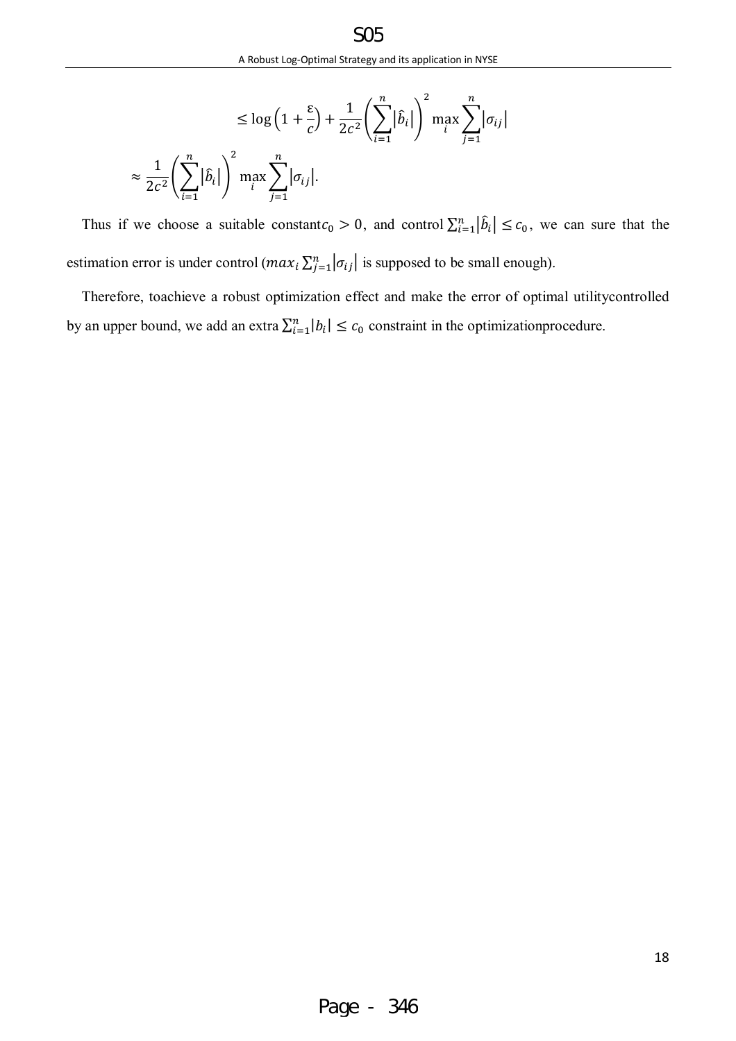$$\leq \log\left(1+\frac{\varepsilon}{c}\right)+\frac{1}{2c^2}\left(\sum_{i=1}^{n}\left|\hat{b}_i\right|\right)^2 \max_i \sum_{j=1}^{n}\left|\sigma_{ij}\right|$$

$$\approx \frac{1}{2c^2}\left(\sum_{i=1}^{n}\left|\hat{b}_i\right|\right)^2 \max_i \sum_{j=1}^{n}\left|\sigma_{ij}\right|.$$

Thus if we choose a suitable constant$c_0 > 0$, and control $\sum_{i=1}^{n}\left|\hat{b}_i\right| \leq c_0$, we can sure that the estimation error is under control ($max_i \sum_{j=1}^{n}\left|\sigma_{ij}\right|$ is supposed to be small enough).

Therefore, toachieve a robust optimization effect and make the error of optimal utilitycontrolled by an upper bound, we add an extra $\sum_{i=1}^{n}|b_i| \leq c_0$ constraint in the optimizationprocedure.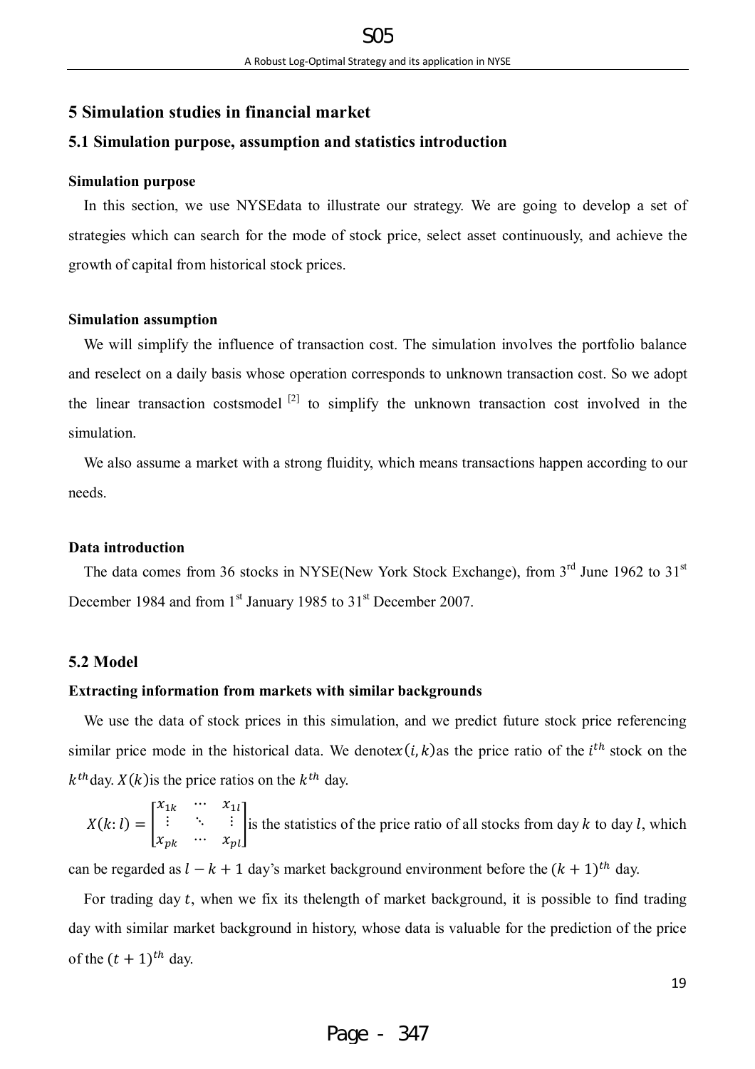## 5 Simulation studies in financial market

### 5.1 Simulation purpose, assumption and statistics introduction

**Simulation purpose**

In this section, we use NYSEdata to illustrate our strategy. We are going to develop a set of strategies which can search for the mode of stock price, select asset continuously, and achieve the growth of capital from historical stock prices.

**Simulation assumption**

We will simplify the influence of transaction cost. The simulation involves the portfolio balance and reselect on a daily basis whose operation corresponds to unknown transaction cost. So we adopt the linear transaction costsmodel [2] to simplify the unknown transaction cost involved in the simulation.

We also assume a market with a strong fluidity, which means transactions happen according to our needs.

**Data introduction**

The data comes from 36 stocks in NYSE(New York Stock Exchange), from 3rd June 1962 to 31st December 1984 and from 1st January 1985 to 31st December 2007.

### 5.2 Model

**Extracting information from markets with similar backgrounds**

We use the data of stock prices in this simulation, and we predict future stock price referencing similar price mode in the historical data. We denote$x(i,k)$as the price ratio of the $i^{th}$ stock on the $k^{th}$day. $X(k)$is the price ratios on the $k^{th}$ day.

$X(k{:}\,l) = \begin{bmatrix} x_{1k} & \cdots & x_{1l} \\ \vdots & \ddots & \vdots \\ x_{pk} & \cdots & x_{pl} \end{bmatrix}$is the statistics of the price ratio of all stocks from day $k$ to day $l$, which can be regarded as $l-k+1$ day's market background environment before the $(k+1)^{th}$ day.

For trading day $t$, when we fix its thelength of market background, it is possible to find trading day with similar market background in history, whose data is valuable for the prediction of the price of the $(t+1)^{th}$ day.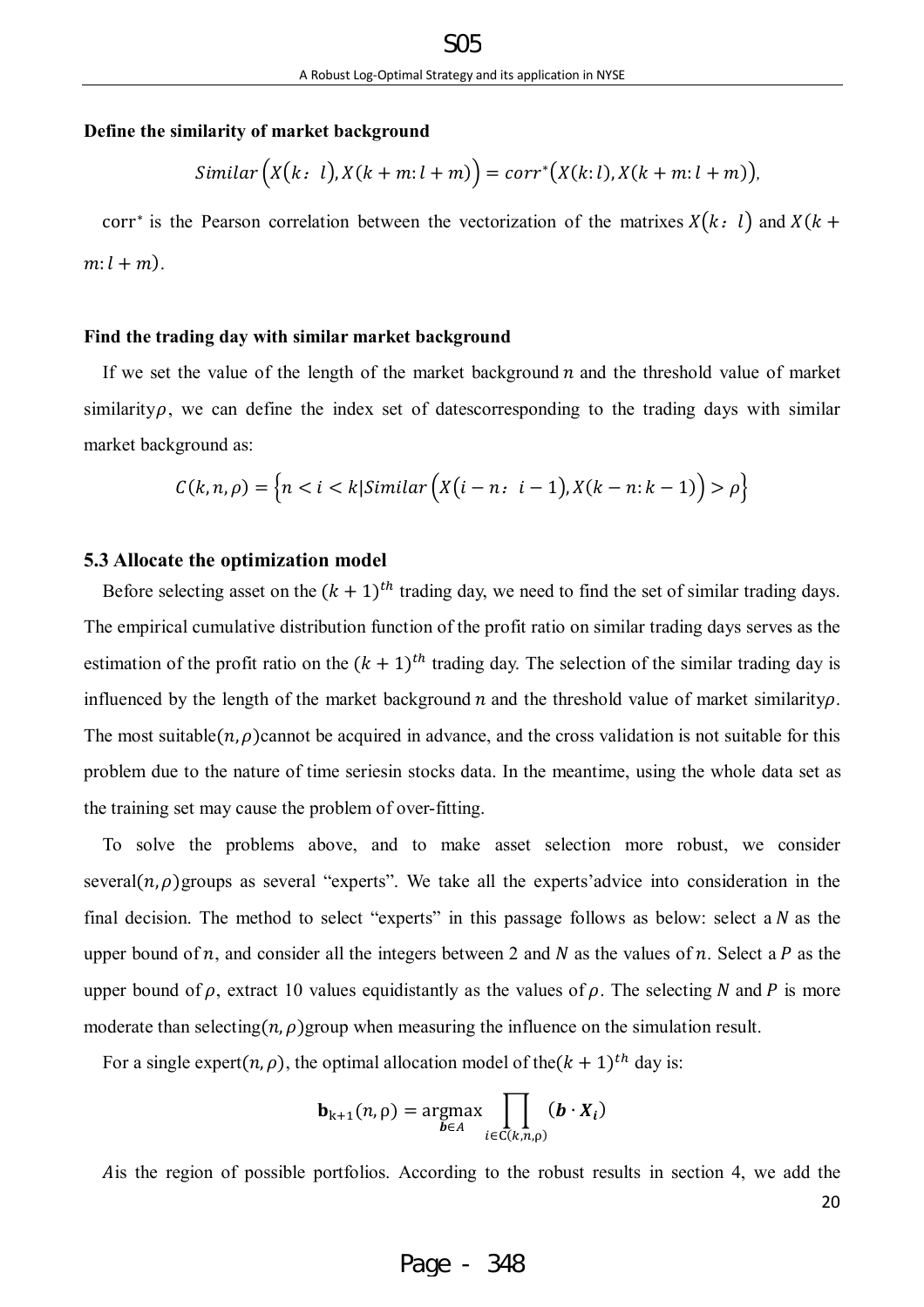**Define the similarity of market background**

$$Similar\left(X(k: l), X(k+m: l+m)\right) = corr^*\left(X(k: l), X(k+m: l+m)\right),$$

$\mathrm{corr}^*$ is the Pearson correlation between the vectorization of the matrixes $X(k: l)$ and $X(k+m: l+m)$.

**Find the trading day with similar market background**

If we set the value of the length of the market background $n$ and the threshold value of market similarity $\rho$, we can define the index set of datescorresponding to the trading days with similar market background as:

$$C(k, n, \rho) = \left\{n < i < k \middle| Similar\left(X(i-n: i-1), X(k-n: k-1)\right) > \rho\right\}$$

### 5.3 Allocate the optimization model

Before selecting asset on the $(k+1)^{th}$ trading day, we need to find the set of similar trading days. The empirical cumulative distribution function of the profit ratio on similar trading days serves as the estimation of the profit ratio on the $(k+1)^{th}$ trading day. The selection of the similar trading day is influenced by the length of the market background $n$ and the threshold value of market similarity $\rho$. The most suitable $(n, \rho)$ cannot be acquired in advance, and the cross validation is not suitable for this problem due to the nature of time seriesin stocks data. In the meantime, using the whole data set as the training set may cause the problem of over-fitting.

To solve the problems above, and to make asset selection more robust, we consider several $(n, \rho)$ groups as several "experts". We take all the experts'advice into consideration in the final decision. The method to select "experts" in this passage follows as below: select a $N$ as the upper bound of $n$, and consider all the integers between 2 and $N$ as the values of $n$. Select a $P$ as the upper bound of $\rho$, extract 10 values equidistantly as the values of $\rho$. The selecting $N$ and $P$ is more moderate than selecting $(n, \rho)$ group when measuring the influence on the simulation result.

For a single expert $(n, \rho)$, the optimal allocation model of the $(k+1)^{th}$ day is:

$$\mathbf{b}_{k+1}(n, \rho) = \underset{\boldsymbol{b} \in A}{\operatorname{argmax}} \prod_{i \in C(k,n,\rho)} (\boldsymbol{b} \cdot \boldsymbol{X}_i)$$

$A$ is the region of possible portfolios. According to the robust results in section 4, we add the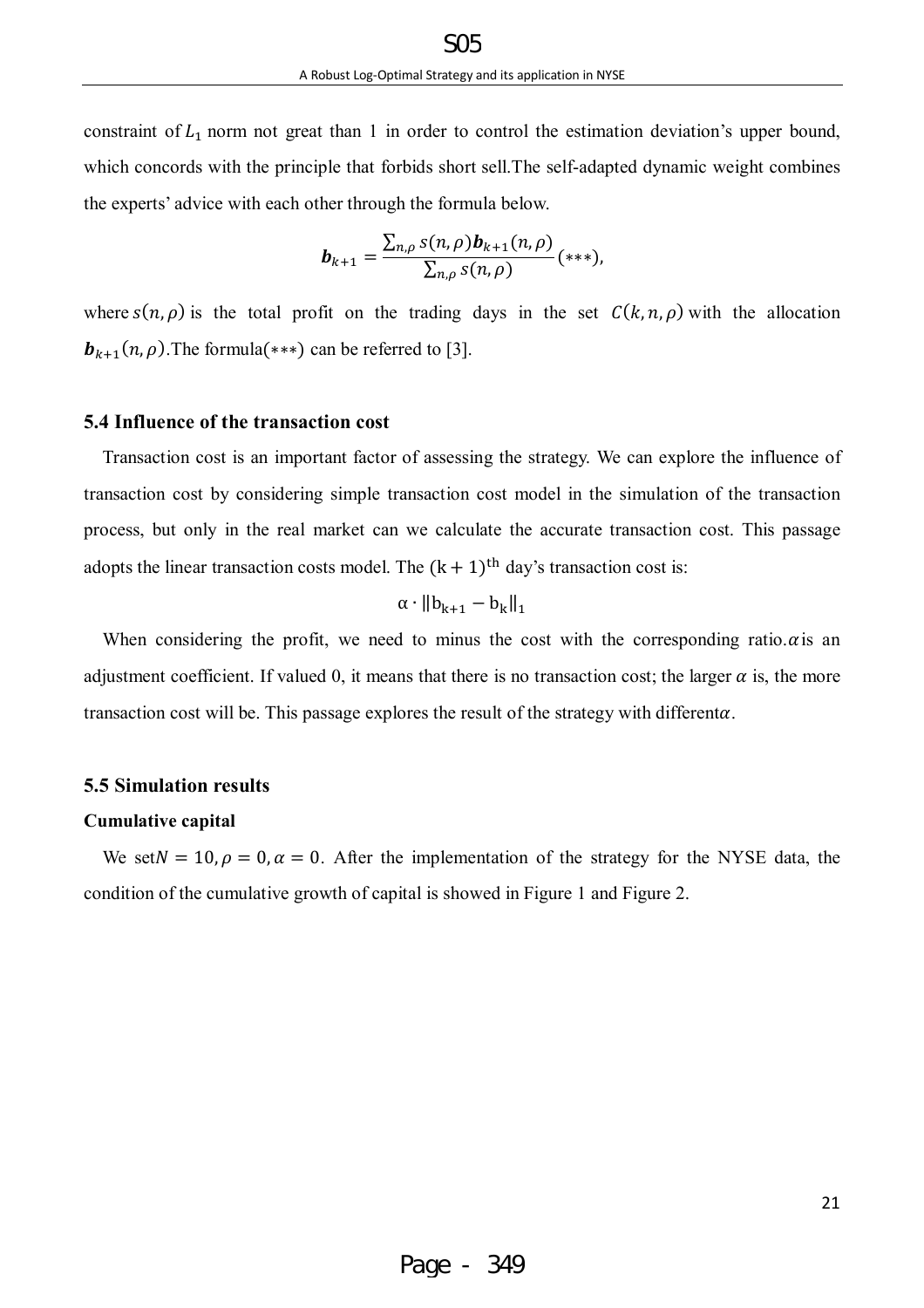constraint of $L_1$ norm not great than 1 in order to control the estimation deviation's upper bound, which concords with the principle that forbids short sell.The self-adapted dynamic weight combines the experts' advice with each other through the formula below.

$$\boldsymbol{b}_{k+1} = \frac{\sum_{n,\rho} s(n,\rho)\boldsymbol{b}_{k+1}(n,\rho)}{\sum_{n,\rho} s(n,\rho)} (***),$$

where $s(n,\rho)$ is the total profit on the trading days in the set $C(k,n,\rho)$ with the allocation $\boldsymbol{b}_{k+1}(n,\rho)$.The formula$(***)$ can be referred to [3].

### 5.4 Influence of the transaction cost

Transaction cost is an important factor of assessing the strategy. We can explore the influence of transaction cost by considering simple transaction cost model in the simulation of the transaction process, but only in the real market can we calculate the accurate transaction cost. This passage adopts the linear transaction costs model. The $(k+1)^{\text{th}}$ day's transaction cost is:

$$\alpha \cdot \|b_{k+1} - b_k\|_1$$

When considering the profit, we need to minus the cost with the corresponding ratio.$\alpha$is an adjustment coefficient. If valued 0, it means that there is no transaction cost; the larger $\alpha$ is, the more transaction cost will be. This passage explores the result of the strategy with different$\alpha$.

### 5.5 Simulation results

**Cumulative capital**

We set$N = 10, \rho = 0, \alpha = 0$. After the implementation of the strategy for the NYSE data, the condition of the cumulative growth of capital is showed in Figure 1 and Figure 2.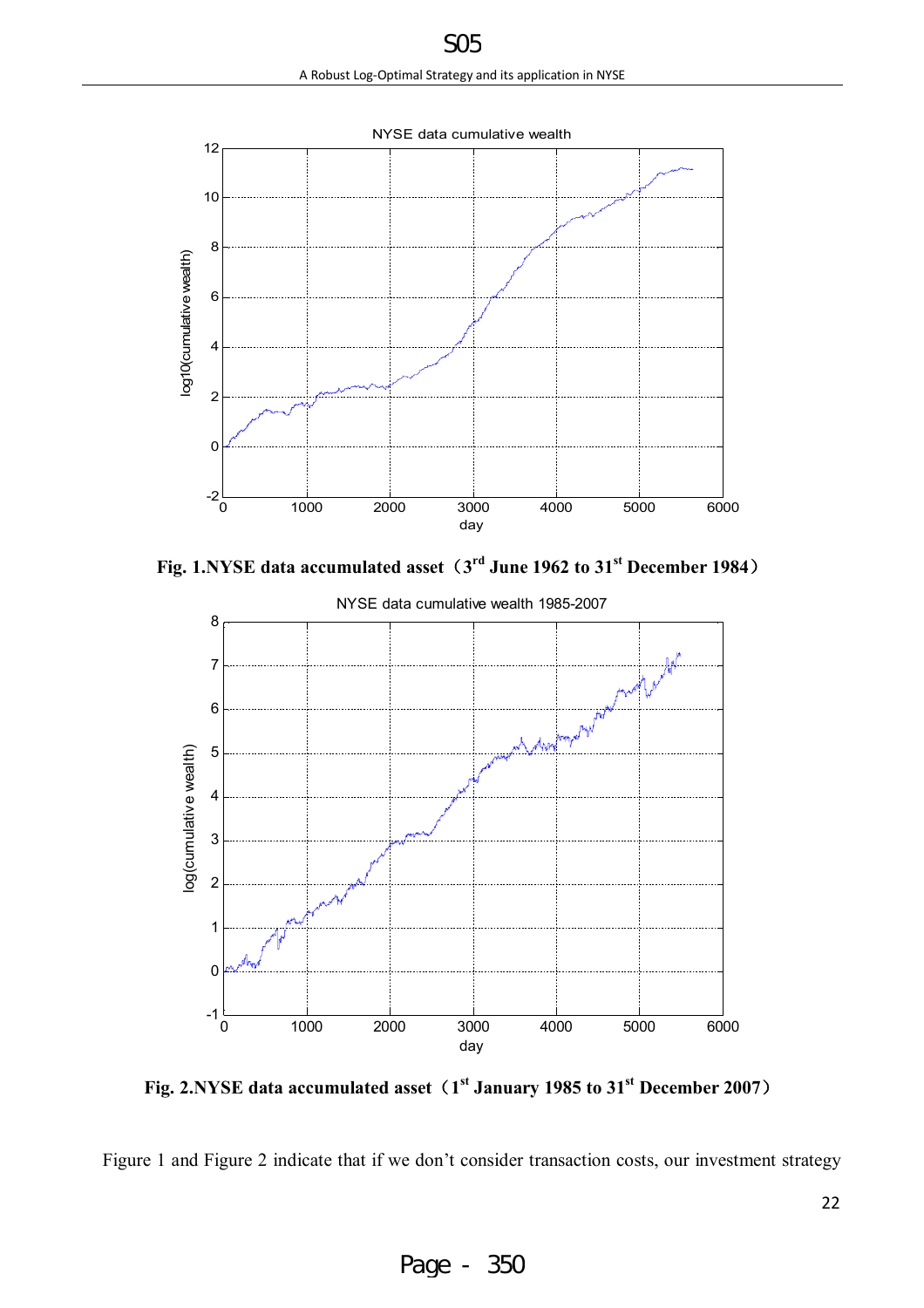**Fig. 1.NYSE data accumulated asset（3rd June 1962 to 31st December 1984）**

**Fig. 2.NYSE data accumulated asset（1st January 1985 to 31st December 2007）**

Figure 1 and Figure 2 indicate that if we don't consider transaction costs, our investment strategy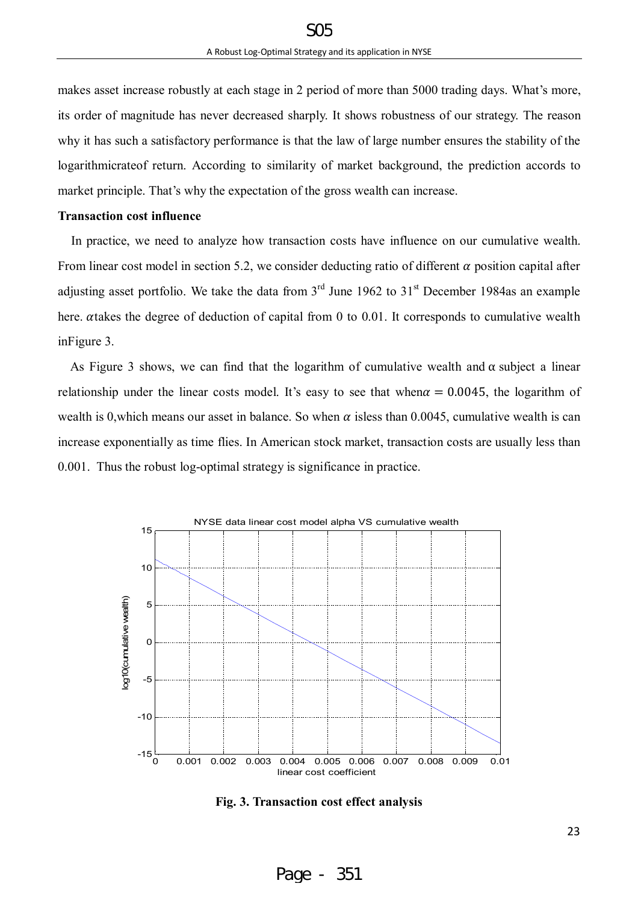makes asset increase robustly at each stage in 2 period of more than 5000 trading days. What's more, its order of magnitude has never decreased sharply. It shows robustness of our strategy. The reason why it has such a satisfactory performance is that the law of large number ensures the stability of the logarithmicrateof return. According to similarity of market background, the prediction accords to market principle. That's why the expectation of the gross wealth can increase.

**Transaction cost influence**

In practice, we need to analyze how transaction costs have influence on our cumulative wealth. From linear cost model in section 5.2, we consider deducting ratio of different $\alpha$ position capital after adjusting asset portfolio. We take the data from 3rd June 1962 to 31st December 1984as an example here. $\alpha$takes the degree of deduction of capital from 0 to 0.01. It corresponds to cumulative wealth inFigure 3.

As Figure 3 shows, we can find that the logarithm of cumulative wealth and $\alpha$ subject a linear relationship under the linear costs model. It's easy to see that when$\alpha = 0.0045$, the logarithm of wealth is 0,which means our asset in balance. So when $\alpha$ isless than 0.0045, cumulative wealth is can increase exponentially as time flies. In American stock market, transaction costs are usually less than 0.001. Thus the robust log-optimal strategy is significance in practice.

**Fig. 3. Transaction cost effect analysis**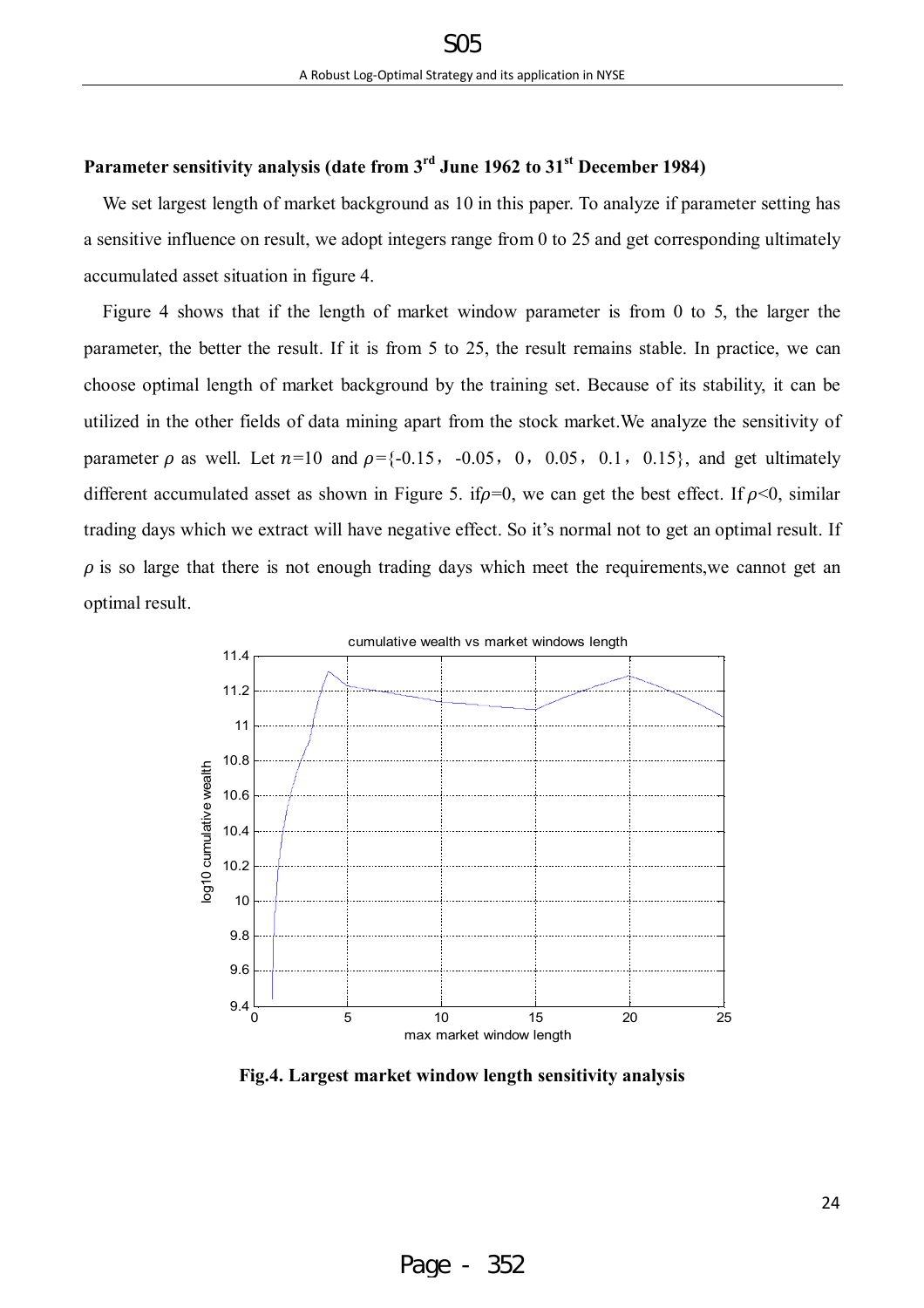**Parameter sensitivity analysis (date from 3rd June 1962 to 31st December 1984)**

We set largest length of market background as 10 in this paper. To analyze if parameter setting has a sensitive influence on result, we adopt integers range from 0 to 25 and get corresponding ultimately accumulated asset situation in figure 4.

Figure 4 shows that if the length of market window parameter is from 0 to 5, the larger the parameter, the better the result. If it is from 5 to 25, the result remains stable. In practice, we can choose optimal length of market background by the training set. Because of its stability, it can be utilized in the other fields of data mining apart from the stock market.We analyze the sensitivity of parameter $\rho$ as well. Let $n$=10 and $\rho$={-0.15，-0.05，0，0.05，0.1，0.15}, and get ultimately different accumulated asset as shown in Figure 5. if$\rho$=0, we can get the best effect. If $\rho$<0, similar trading days which we extract will have negative effect. So it's normal not to get an optimal result. If $\rho$ is so large that there is not enough trading days which meet the requirements,we cannot get an optimal result.

**Fig.4. Largest market window length sensitivity analysis**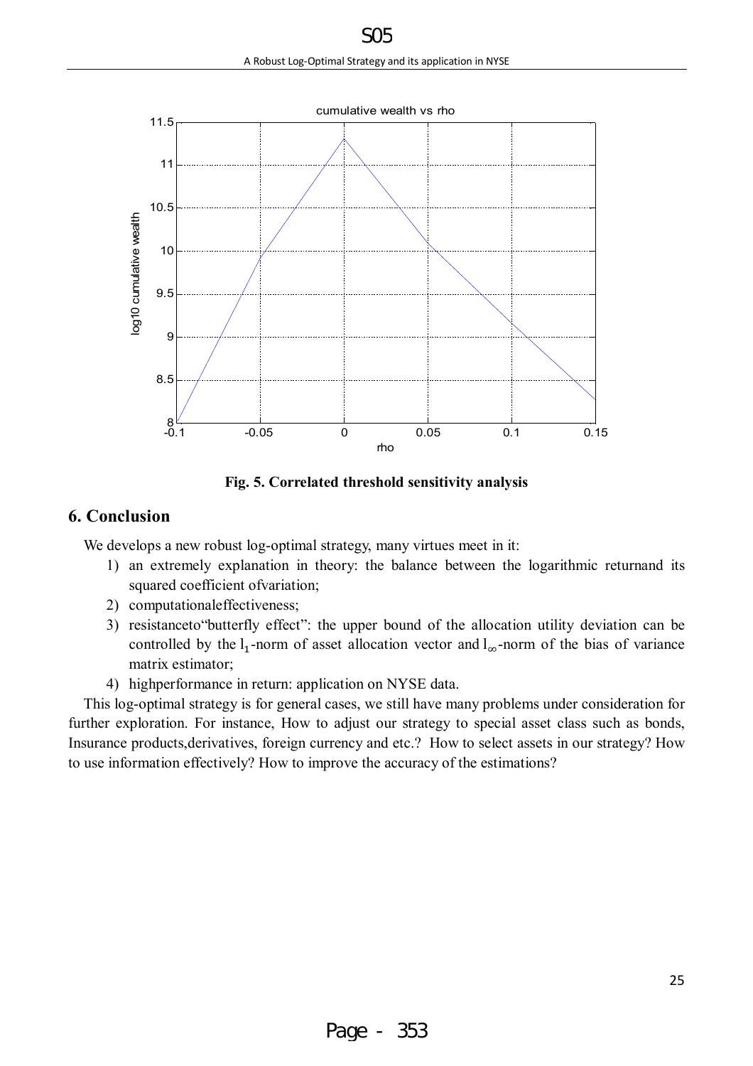Fig. 5. Correlated threshold sensitivity analysis

## 6. Conclusion

We develops a new robust log-optimal strategy, many virtues meet in it:

1) an extremely explanation in theory: the balance between the logarithmic returnand its squared coefficient ofvariation;
2) computationaleffectiveness;
3) resistanceto"butterfly effect": the upper bound of the allocation utility deviation can be controlled by the $l_1$-norm of asset allocation vector and $l_\infty$-norm of the bias of variance matrix estimator;
4) highperformance in return: application on NYSE data.

This log-optimal strategy is for general cases, we still have many problems under consideration for further exploration. For instance, How to adjust our strategy to special asset class such as bonds, Insurance products,derivatives, foreign currency and etc.? How to select assets in our strategy? How to use information effectively? How to improve the accuracy of the estimations?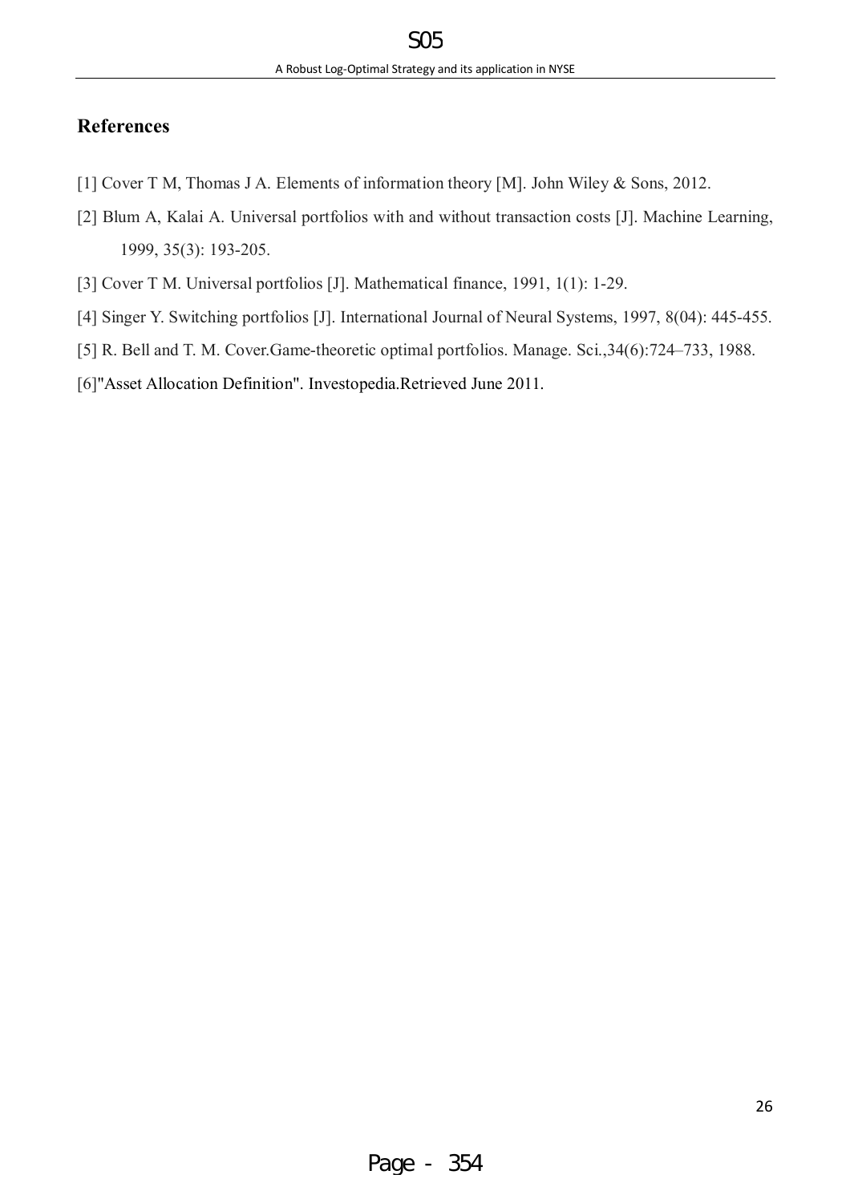## References

[1] Cover T M, Thomas J A. Elements of information theory [M]. John Wiley & Sons, 2012.

[2] Blum A, Kalai A. Universal portfolios with and without transaction costs [J]. Machine Learning, 1999, 35(3): 193-205.

[3] Cover T M. Universal portfolios [J]. Mathematical finance, 1991, 1(1): 1-29.

[4] Singer Y. Switching portfolios [J]. International Journal of Neural Systems, 1997, 8(04): 445-455.

[5] R. Bell and T. M. Cover.Game-theoretic optimal portfolios. Manage. Sci.,34(6):724–733, 1988.

[6]"Asset Allocation Definition". Investopedia.Retrieved June 2011.